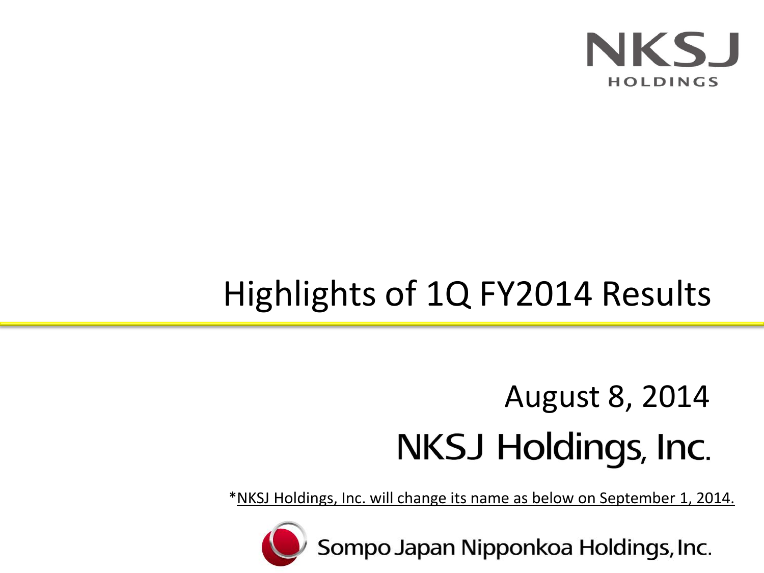NKSJ
HOLDINGS

# Highlights of 1Q FY2014 Results

August 8, 2014

NKSJ Holdings, Inc.

*NKSJ Holdings, Inc. will change its name as below on September 1, 2014.

Sompo Japan Nipponkoa Holdings, Inc.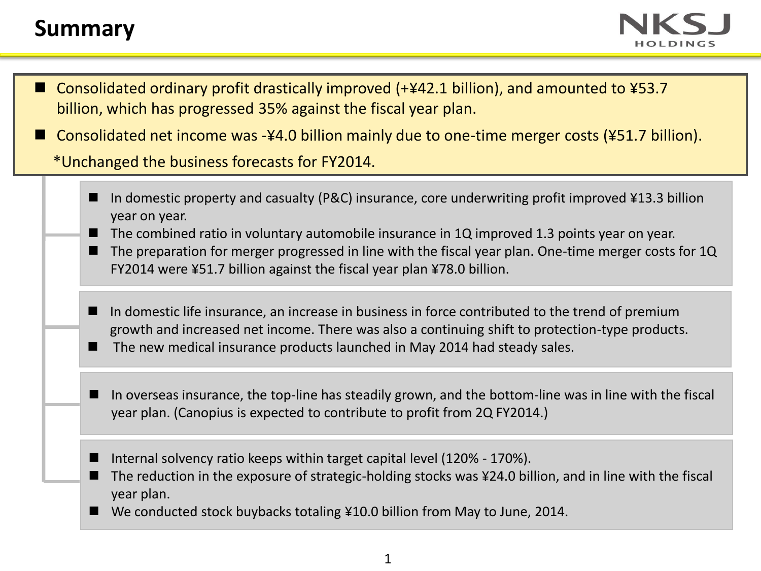# Summary

- Consolidated ordinary profit drastically improved (+¥42.1 billion), and amounted to ¥53.7 billion, which has progressed 35% against the fiscal year plan.
- Consolidated net income was -¥4.0 billion mainly due to one-time merger costs (¥51.7 billion).

*Unchanged the business forecasts for FY2014.

- In domestic property and casualty (P&C) insurance, core underwriting profit improved ¥13.3 billion year on year.
- The combined ratio in voluntary automobile insurance in 1Q improved 1.3 points year on year.
- The preparation for merger progressed in line with the fiscal year plan. One-time merger costs for 1Q FY2014 were ¥51.7 billion against the fiscal year plan ¥78.0 billion.

- In domestic life insurance, an increase in business in force contributed to the trend of premium growth and increased net income. There was also a continuing shift to protection-type products.
- The new medical insurance products launched in May 2014 had steady sales.

- In overseas insurance, the top-line has steadily grown, and the bottom-line was in line with the fiscal year plan. (Canopius is expected to contribute to profit from 2Q FY2014.)

- Internal solvency ratio keeps within target capital level (120% - 170%).
- The reduction in the exposure of strategic-holding stocks was ¥24.0 billion, and in line with the fiscal year plan.
- We conducted stock buybacks totaling ¥10.0 billion from May to June, 2014.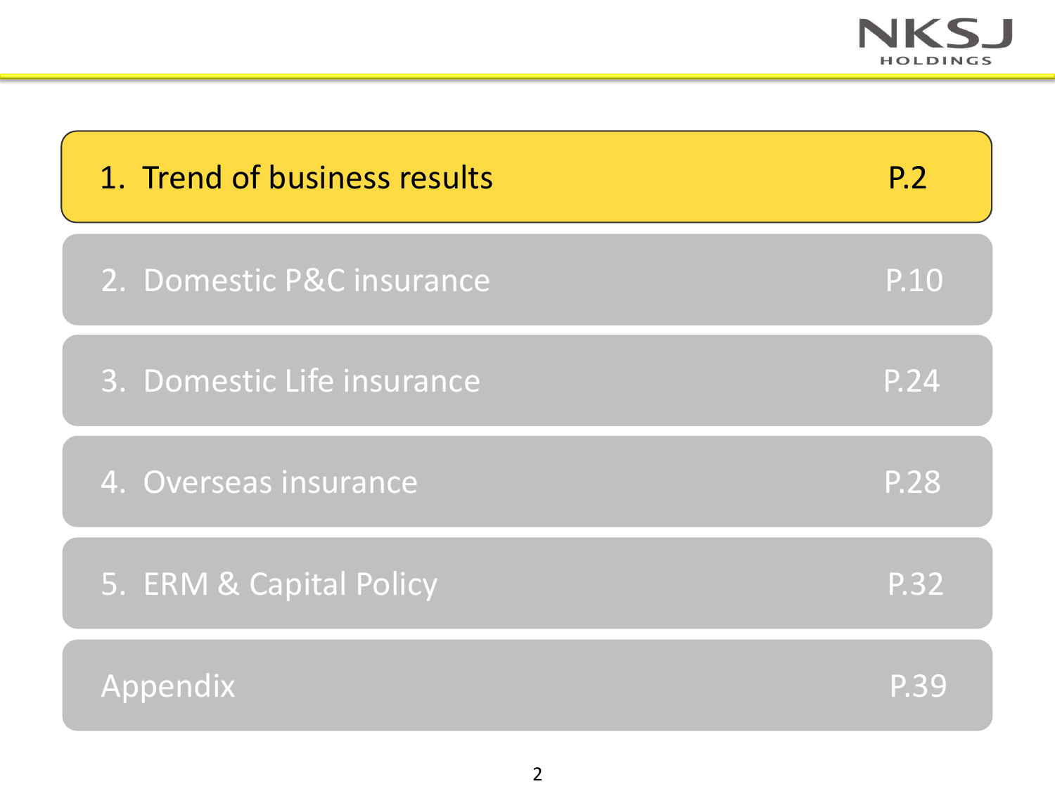| Section | Page |
|---|---|
| 1. Trend of business results | P.2 |
| 2. Domestic P&C insurance | P.10 |
| 3. Domestic Life insurance | P.24 |
| 4. Overseas insurance | P.28 |
| 5. ERM & Capital Policy | P.32 |
| Appendix | P.39 |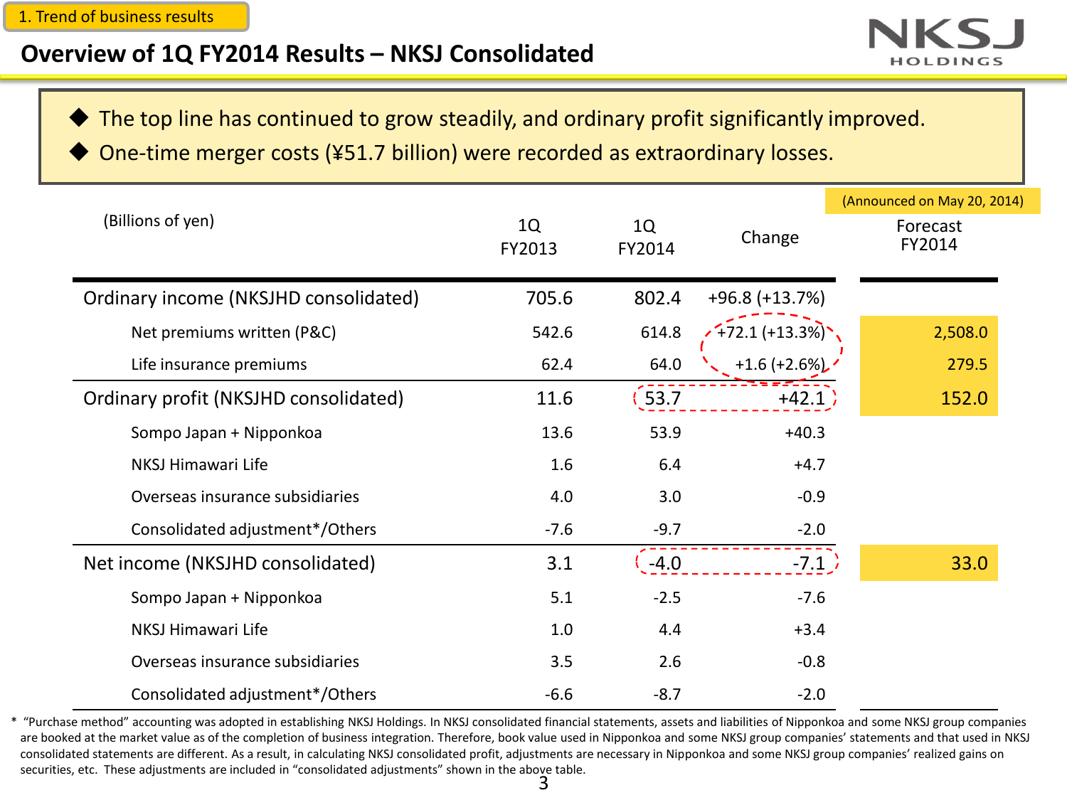1. Trend of business results

# Overview of 1Q FY2014 Results – NKSJ Consolidated

- The top line has continued to grow steadily, and ordinary profit significantly improved.
- One-time merger costs (¥51.7 billion) were recorded as extraordinary losses.

| (Billions of yen) | 1Q FY2013 | 1Q FY2014 | Change | Forecast FY2014 (Announced on May 20, 2014) |
|---|---|---|---|---|
| Ordinary income (NKSJHD consolidated) | 705.6 | 802.4 | +96.8 (+13.7%) | |
| Net premiums written (P&C) | 542.6 | 614.8 | +72.1 (+13.3%) | 2,508.0 |
| Life insurance premiums | 62.4 | 64.0 | +1.6 (+2.6%) | 279.5 |
| Ordinary profit (NKSJHD consolidated) | 11.6 | 53.7 | +42.1 | 152.0 |
| Sompo Japan + Nipponkoa | 13.6 | 53.9 | +40.3 | |
| NKSJ Himawari Life | 1.6 | 6.4 | +4.7 | |
| Overseas insurance subsidiaries | 4.0 | 3.0 | -0.9 | |
| Consolidated adjustment*/Others | -7.6 | -9.7 | -2.0 | |
| Net income (NKSJHD consolidated) | 3.1 | -4.0 | -7.1 | 33.0 |
| Sompo Japan + Nipponkoa | 5.1 | -2.5 | -7.6 | |
| NKSJ Himawari Life | 1.0 | 4.4 | +3.4 | |
| Overseas insurance subsidiaries | 3.5 | 2.6 | -0.8 | |
| Consolidated adjustment*/Others | -6.6 | -8.7 | -2.0 | |

* "Purchase method" accounting was adopted in establishing NKSJ Holdings. In NKSJ consolidated financial statements, assets and liabilities of Nipponkoa and some NKSJ group companies are booked at the market value as of the completion of business integration. Therefore, book value used in Nipponkoa and some NKSJ group companies' statements and that used in NKSJ consolidated statements are different. As a result, in calculating NKSJ consolidated profit, adjustments are necessary in Nipponkoa and some NKSJ group companies' realized gains on securities, etc. These adjustments are included in "consolidated adjustments" shown in the above table.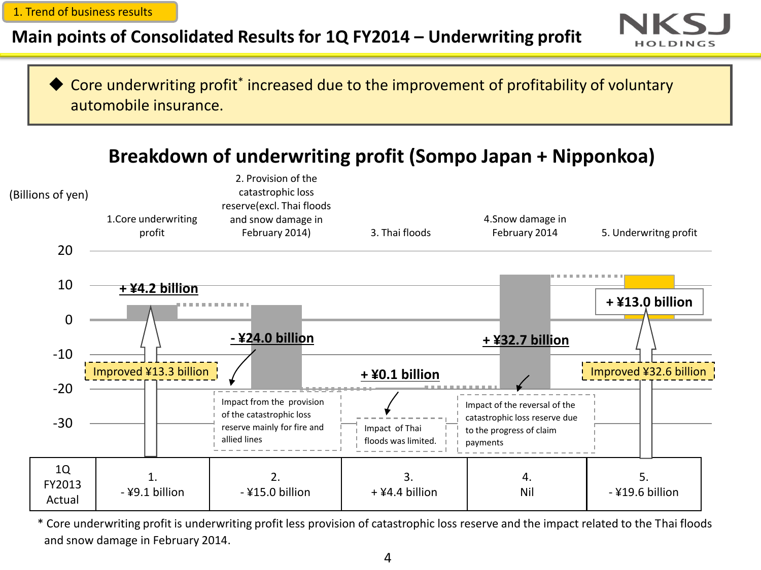1. Trend of business results

# Main points of Consolidated Results for 1Q FY2014 – Underwriting profit

◆ Core underwriting profit* increased due to the improvement of profitability of voluntary automobile insurance.

## Breakdown of underwriting profit (Sompo Japan + Nipponkoa)

(Billions of yen)

| | 1.Core underwriting profit | 2. Provision of the catastrophic loss reserve(excl. Thai floods and snow damage in February 2014) | 3. Thai floods | 4.Snow damage in February 2014 | 5. Underwritng profit |
|---|---|---|---|---|---|
| 1Q FY2014 | + ¥4.2 billion | - ¥24.0 billion | + ¥0.1 billion | + ¥32.7 billion | + ¥13.0 billion |
| | Improved ¥13.3 billion | Impact from the provision of the catastrophic loss reserve mainly for fire and allied lines | Impact of Thai floods was limited. | Impact of the reversal of the catastrophic loss reserve due to the progress of claim payments | Improved ¥32.6 billion |
| 1Q FY2013 Actual | 1. - ¥9.1 billion | 2. - ¥15.0 billion | 3. + ¥4.4 billion | 4. Nil | 5. - ¥19.6 billion |

\* Core underwriting profit is underwriting profit less provision of catastrophic loss reserve and the impact related to the Thai floods and snow damage in February 2014.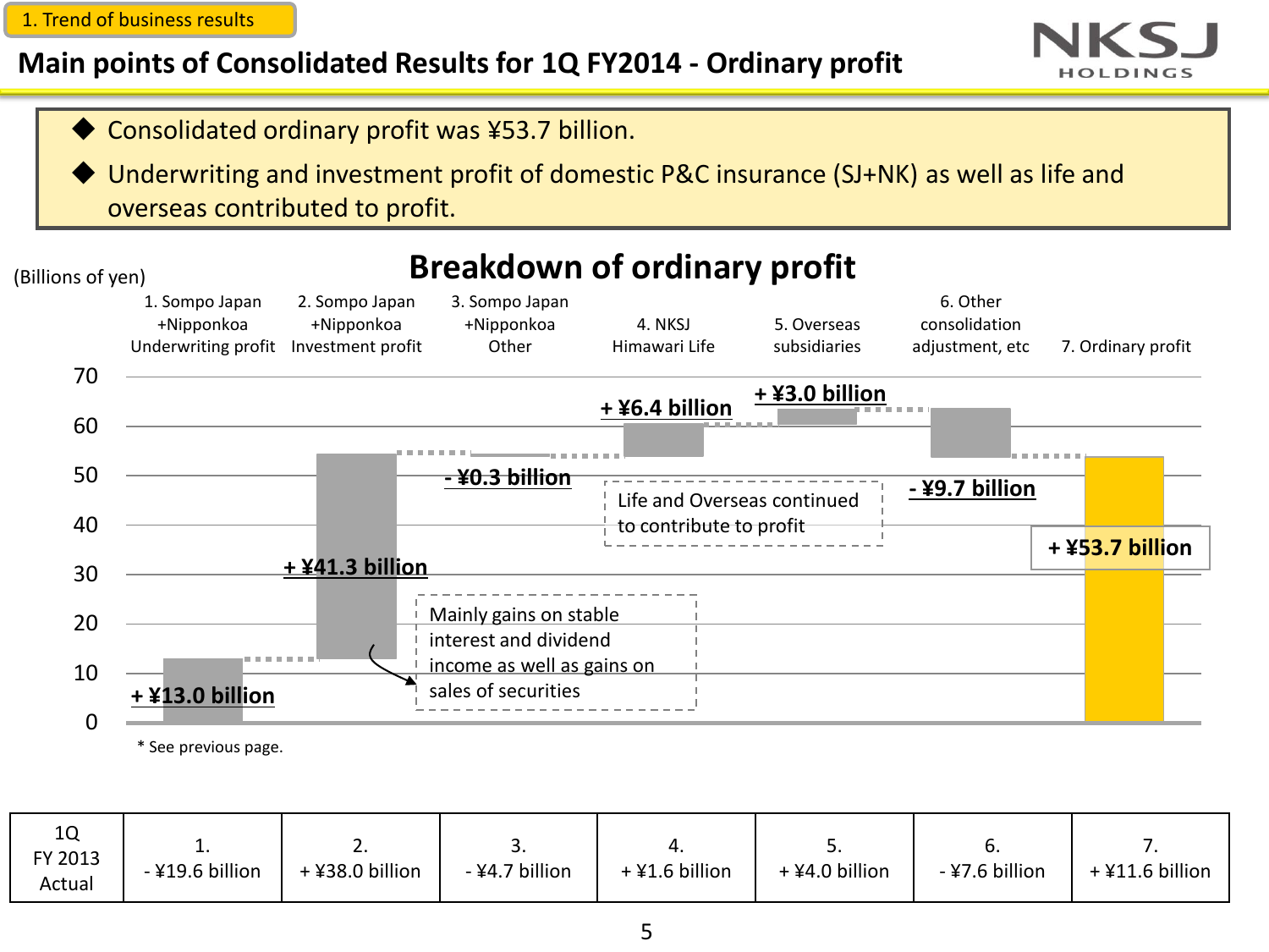1. Trend of business results

# Main points of Consolidated Results for 1Q FY2014 - Ordinary profit

- Consolidated ordinary profit was ¥53.7 billion.
- Underwriting and investment profit of domestic P&C insurance (SJ+NK) as well as life and overseas contributed to profit.

## Breakdown of ordinary profit

(Billions of yen)

| Item | 1Q FY2014 |
|---|---|
| 1. Sompo Japan +Nipponkoa Underwriting profit | + ¥13.0 billion |
| 2. Sompo Japan +Nipponkoa Investment profit | + ¥41.3 billion |
| 3. Sompo Japan +Nipponkoa Other | - ¥0.3 billion |
| 4. NKSJ Himawari Life | + ¥6.4 billion |
| 5. Overseas subsidiaries | + ¥3.0 billion |
| 6. Other consolidation adjustment, etc | - ¥9.7 billion |
| 7. Ordinary profit | + ¥53.7 billion |

Mainly gains on stable interest and dividend income as well as gains on sales of securities

Life and Overseas continued to contribute to profit

\* See previous page.

| 1Q FY 2013 Actual | 1. | 2. | 3. | 4. | 5. | 6. | 7. |
|---|---|---|---|---|---|---|---|
| | - ¥19.6 billion | + ¥38.0 billion | - ¥4.7 billion | + ¥1.6 billion | + ¥4.0 billion | - ¥7.6 billion | + ¥11.6 billion |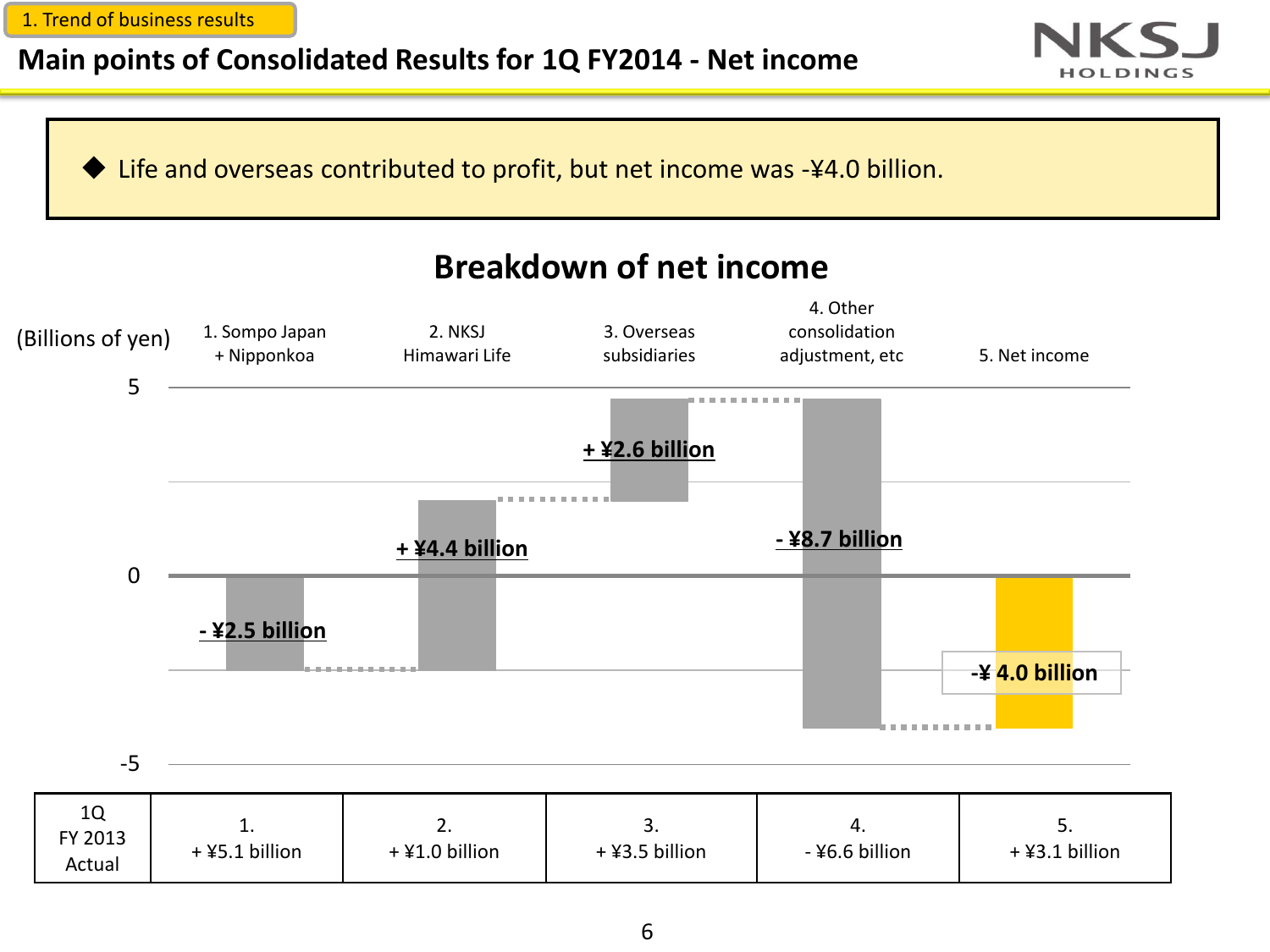1. Trend of business results

# Main points of Consolidated Results for 1Q FY2014 - Net income

◆ Life and overseas contributed to profit, but net income was -¥4.0 billion.

## Breakdown of net income

(Billions of yen)

| | 1. Sompo Japan + Nipponkoa | 2. NKSJ Himawari Life | 3. Overseas subsidiaries | 4. Other consolidation adjustment, etc | 5. Net income |
|---|---|---|---|---|---|
| 1Q FY2014 | - ¥2.5 billion | + ¥4.4 billion | + ¥2.6 billion | - ¥8.7 billion | -¥ 4.0 billion |
| 1Q FY 2013 Actual | + ¥5.1 billion | + ¥1.0 billion | + ¥3.5 billion | - ¥6.6 billion | + ¥3.1 billion |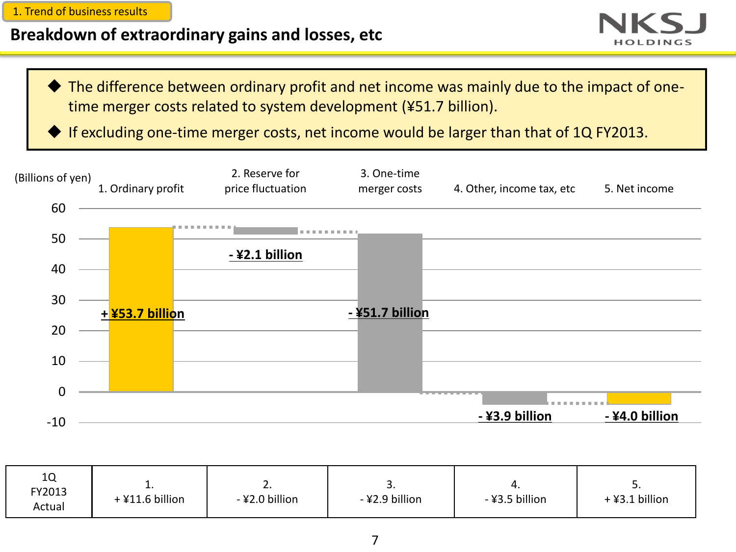1. Trend of business results

## Breakdown of extraordinary gains and losses, etc

- The difference between ordinary profit and net income was mainly due to the impact of one-time merger costs related to system development (¥51.7 billion).
- If excluding one-time merger costs, net income would be larger than that of 1Q FY2013.

(Billions of yen)

| | 1. Ordinary profit | 2. Reserve for price fluctuation | 3. One-time merger costs | 4. Other, income tax, etc | 5. Net income |
|---|---|---|---|---|---|
| | + ¥53.7 billion | - ¥2.1 billion | - ¥51.7 billion | - ¥3.9 billion | - ¥4.0 billion |

| 1Q FY2013 Actual | 1. + ¥11.6 billion | 2. - ¥2.0 billion | 3. - ¥2.9 billion | 4. - ¥3.5 billion | 5. + ¥3.1 billion |
|---|---|---|---|---|---|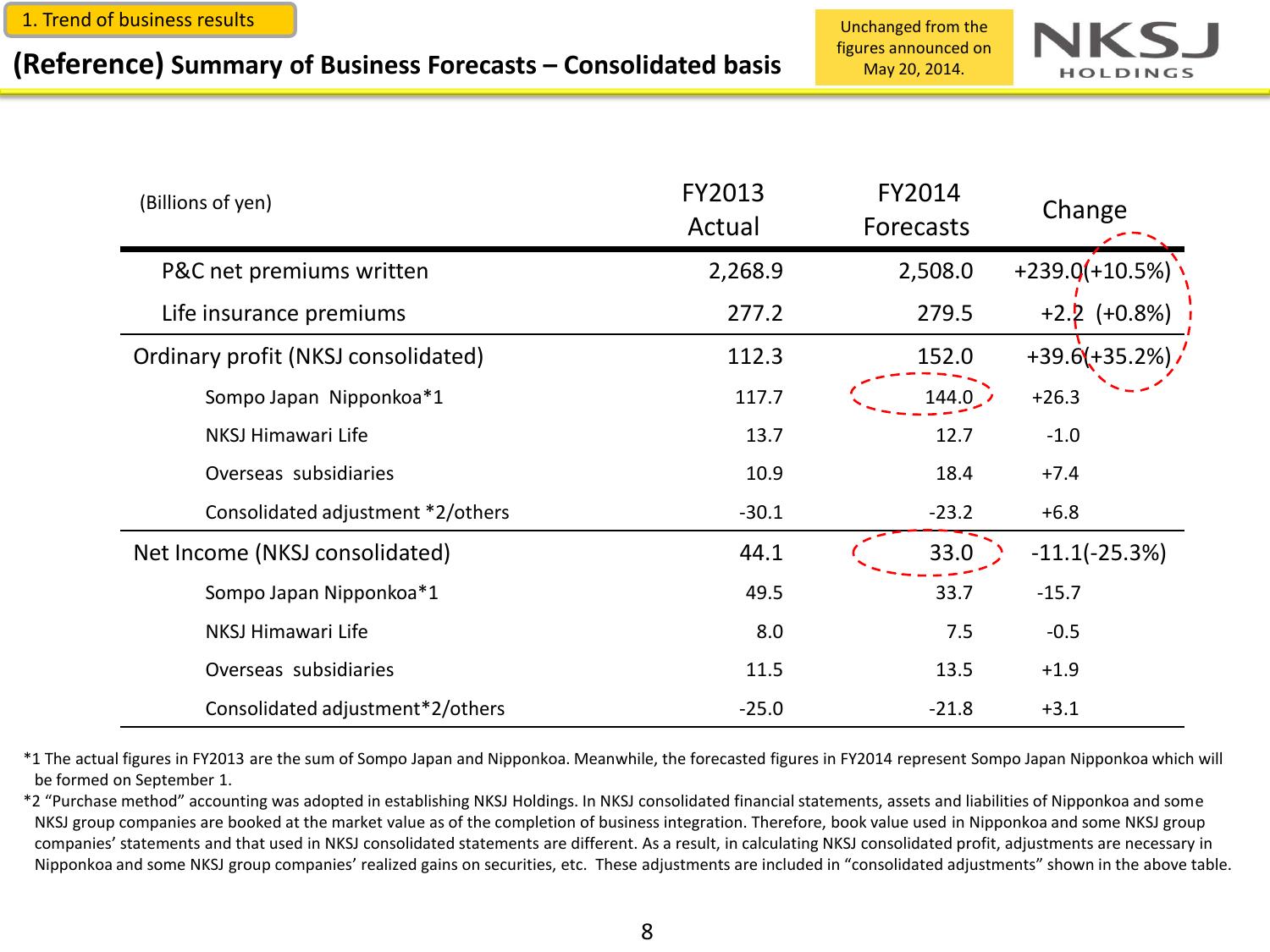1. Trend of business results

## (Reference) Summary of Business Forecasts – Consolidated basis

Unchanged from the figures announced on May 20, 2014.

| (Billions of yen) | FY2013 Actual | FY2014 Forecasts | Change |
|---|---|---|---|
| P&C net premiums written | 2,268.9 | 2,508.0 | +239.0(+10.5%) |
| Life insurance premiums | 277.2 | 279.5 | +2.2 (+0.8%) |
| Ordinary profit (NKSJ consolidated) | 112.3 | 152.0 | +39.6(+35.2%) |
| Sompo Japan Nipponkoa*1 | 117.7 | 144.0 | +26.3 |
| NKSJ Himawari Life | 13.7 | 12.7 | -1.0 |
| Overseas subsidiaries | 10.9 | 18.4 | +7.4 |
| Consolidated adjustment *2/others | -30.1 | -23.2 | +6.8 |
| Net Income (NKSJ consolidated) | 44.1 | 33.0 | -11.1(-25.3%) |
| Sompo Japan Nipponkoa*1 | 49.5 | 33.7 | -15.7 |
| NKSJ Himawari Life | 8.0 | 7.5 | -0.5 |
| Overseas subsidiaries | 11.5 | 13.5 | +1.9 |
| Consolidated adjustment*2/others | -25.0 | -21.8 | +3.1 |

*1 The actual figures in FY2013 are the sum of Sompo Japan and Nipponkoa. Meanwhile, the forecasted figures in FY2014 represent Sompo Japan Nipponkoa which will be formed on September 1.

*2 "Purchase method" accounting was adopted in establishing NKSJ Holdings. In NKSJ consolidated financial statements, assets and liabilities of Nipponkoa and some NKSJ group companies are booked at the market value as of the completion of business integration. Therefore, book value used in Nipponkoa and some NKSJ group companies' statements and that used in NKSJ consolidated statements are different. As a result, in calculating NKSJ consolidated profit, adjustments are necessary in Nipponkoa and some NKSJ group companies' realized gains on securities, etc. These adjustments are included in "consolidated adjustments" shown in the above table.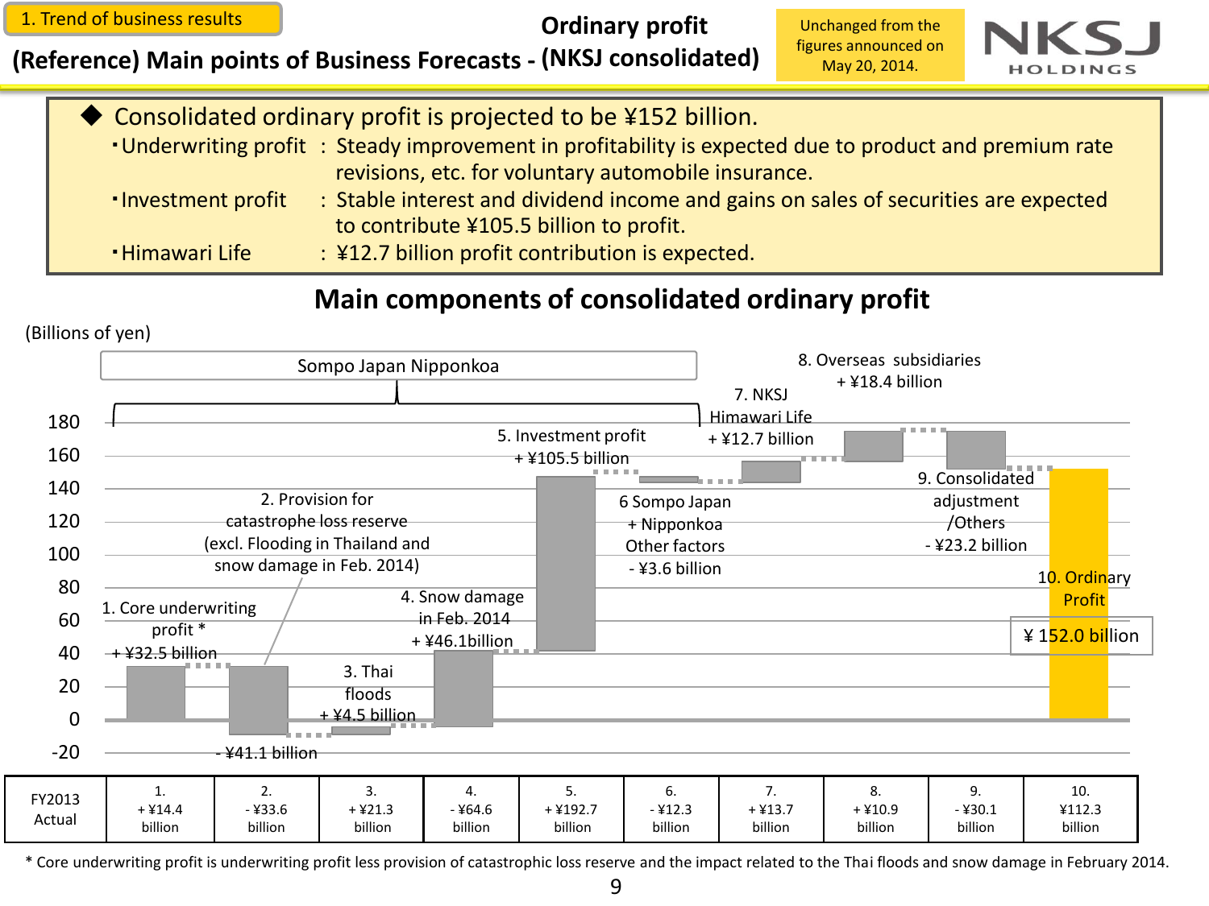1. Trend of business results

# (Reference) Main points of Business Forecasts - Ordinary profit (NKSJ consolidated)

Unchanged from the figures announced on May 20, 2014.

- Consolidated ordinary profit is projected to be ¥152 billion.
  - Underwriting profit : Steady improvement in profitability is expected due to product and premium rate revisions, etc. for voluntary automobile insurance.
  - Investment profit : Stable interest and dividend income and gains on sales of securities are expected to contribute ¥105.5 billion to profit.
  - Himawari Life : ¥12.7 billion profit contribution is expected.

## Main components of consolidated ordinary profit

(Billions of yen)

Sompo Japan Nipponkoa (items 1–6)

| | Item | Forecast |
|---|---|---|
| 1. | Core underwriting profit * | + ¥32.5 billion |
| 2. | Provision for catastrophe loss reserve (excl. Flooding in Thailand and snow damage in Feb. 2014) | - ¥41.1 billion |
| 3. | Thai floods | + ¥4.5 billion |
| 4. | Snow damage in Feb. 2014 | + ¥46.1billion |
| 5. | Investment profit | + ¥105.5 billion |
| 6. | Sompo Japan + Nipponkoa Other factors | - ¥3.6 billion |
| 7. | NKSJ Himawari Life | + ¥12.7 billion |
| 8. | Overseas subsidiaries | + ¥18.4 billion |
| 9. | Consolidated adjustment /Others | - ¥23.2 billion |
| 10. | Ordinary Profit | ¥ 152.0 billion |

| FY2013 Actual | 1. | 2. | 3. | 4. | 5. | 6. | 7. | 8. | 9. | 10. |
|---|---|---|---|---|---|---|---|---|---|---|
| | + ¥14.4 billion | - ¥33.6 billion | + ¥21.3 billion | - ¥64.6 billion | + ¥192.7 billion | - ¥12.3 billion | + ¥13.7 billion | + ¥10.9 billion | - ¥30.1 billion | ¥112.3 billion |

* Core underwriting profit is underwriting profit less provision of catastrophic loss reserve and the impact related to the Thai floods and snow damage in February 2014.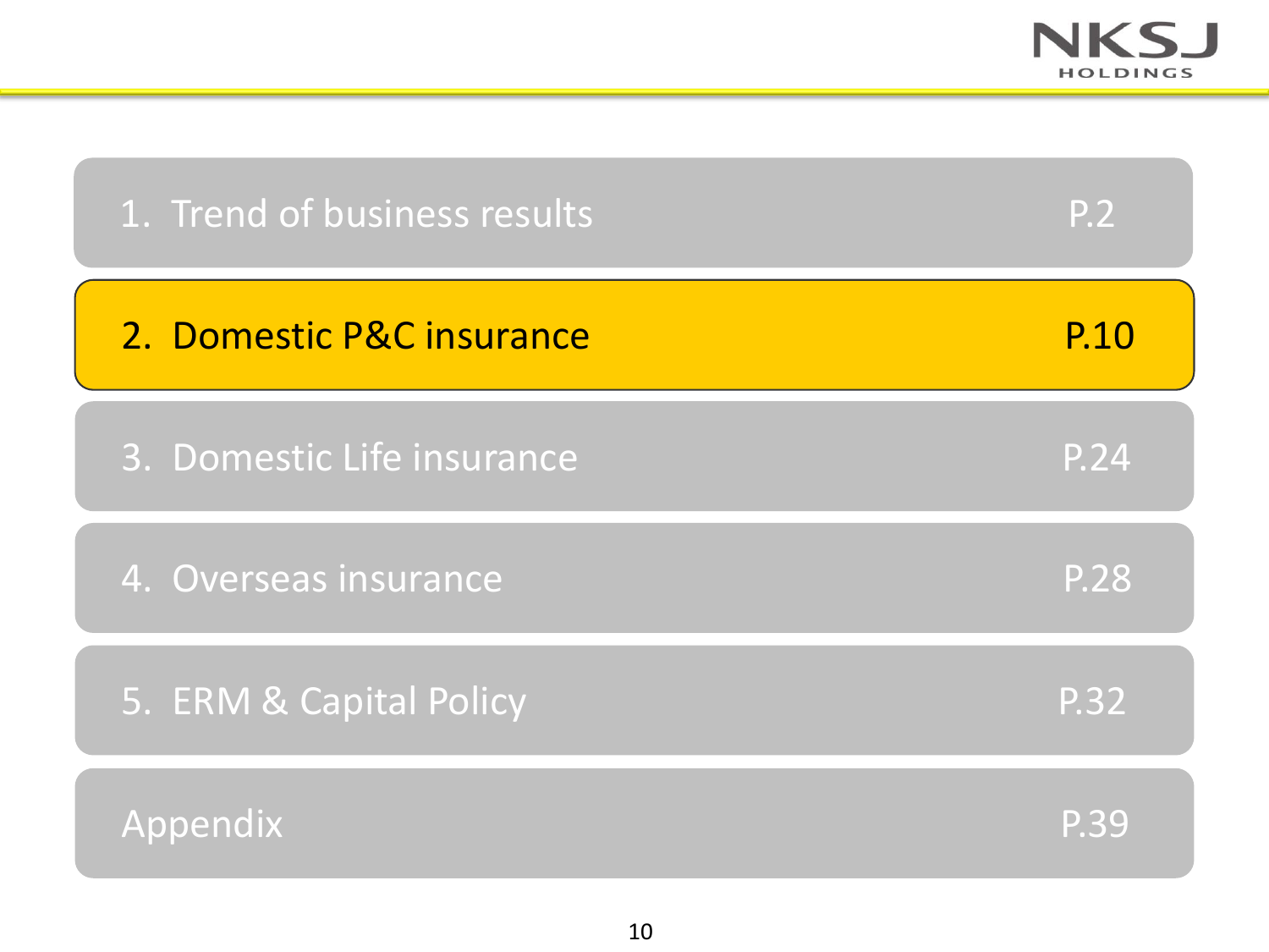1. Trend of business results P.2

2. **Domestic P&C insurance P.10**

3. Domestic Life insurance P.24

4. Overseas insurance P.28

5. ERM & Capital Policy P.32

Appendix P.39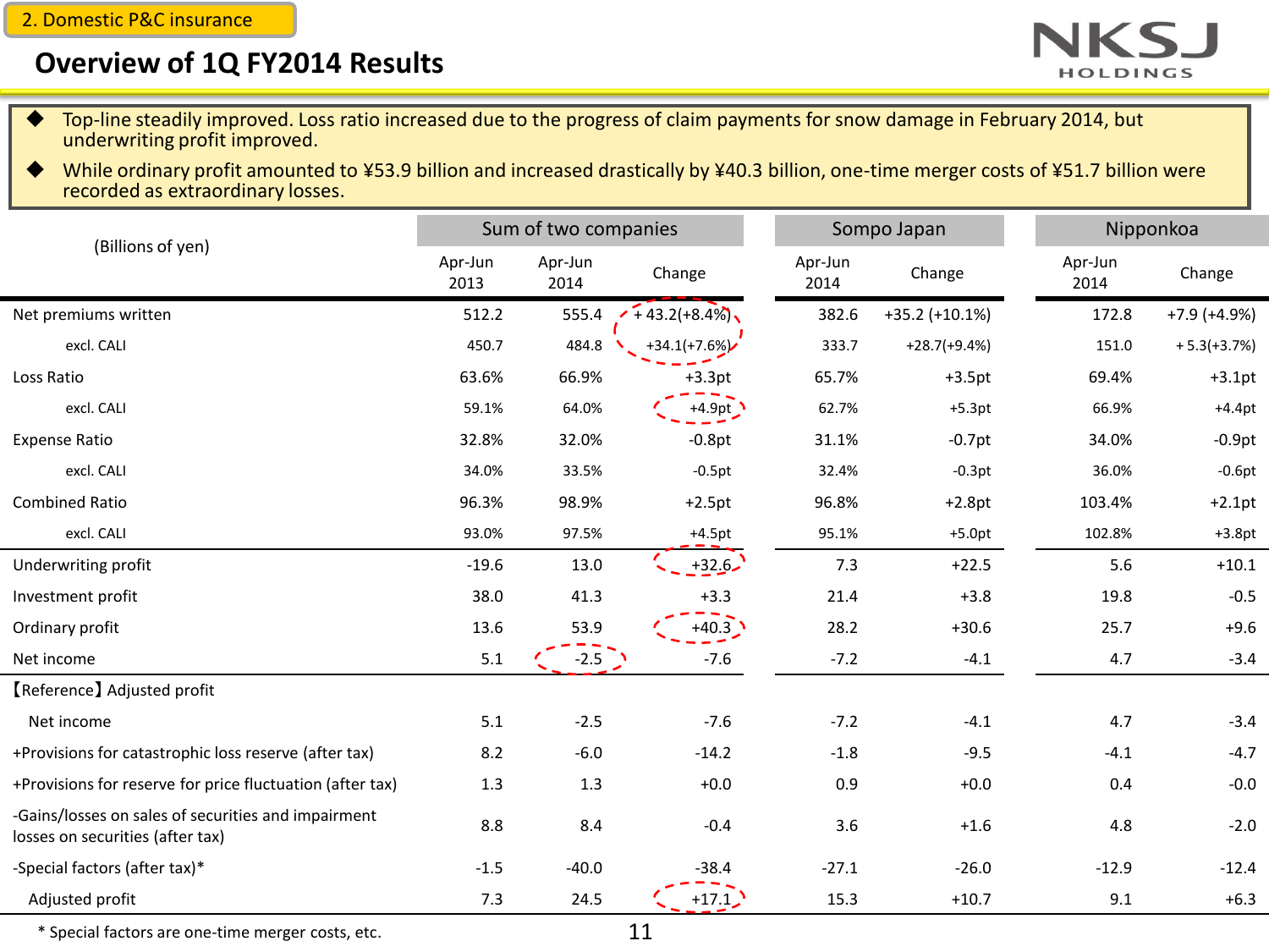2. Domestic P&C insurance

# Overview of 1Q FY2014 Results

- Top-line steadily improved. Loss ratio increased due to the progress of claim payments for snow damage in February 2014, but underwriting profit improved.
- While ordinary profit amounted to ¥53.9 billion and increased drastically by ¥40.3 billion, one-time merger costs of ¥51.7 billion were recorded as extraordinary losses.

| (Billions of yen) | Sum of two companies | | | Sompo Japan | | Nipponkoa | |
|---|---|---|---|---|---|---|---|
| | Apr-Jun 2013 | Apr-Jun 2014 | Change | Apr-Jun 2014 | Change | Apr-Jun 2014 | Change |
| Net premiums written | 512.2 | 555.4 | + 43.2(+8.4%) | 382.6 | +35.2 (+10.1%) | 172.8 | +7.9 (+4.9%) |
| excl. CALI | 450.7 | 484.8 | +34.1(+7.6%) | 333.7 | +28.7(+9.4%) | 151.0 | + 5.3(+3.7%) |
| Loss Ratio | 63.6% | 66.9% | +3.3pt | 65.7% | +3.5pt | 69.4% | +3.1pt |
| excl. CALI | 59.1% | 64.0% | +4.9pt | 62.7% | +5.3pt | 66.9% | +4.4pt |
| Expense Ratio | 32.8% | 32.0% | -0.8pt | 31.1% | -0.7pt | 34.0% | -0.9pt |
| excl. CALI | 34.0% | 33.5% | -0.5pt | 32.4% | -0.3pt | 36.0% | -0.6pt |
| Combined Ratio | 96.3% | 98.9% | +2.5pt | 96.8% | +2.8pt | 103.4% | +2.1pt |
| excl. CALI | 93.0% | 97.5% | +4.5pt | 95.1% | +5.0pt | 102.8% | +3.8pt |
| Underwriting profit | -19.6 | 13.0 | +32.6 | 7.3 | +22.5 | 5.6 | +10.1 |
| Investment profit | 38.0 | 41.3 | +3.3 | 21.4 | +3.8 | 19.8 | -0.5 |
| Ordinary profit | 13.6 | 53.9 | +40.3 | 28.2 | +30.6 | 25.7 | +9.6 |
| Net income | 5.1 | -2.5 | -7.6 | -7.2 | -4.1 | 4.7 | -3.4 |
| 【Reference】Adjusted profit | | | | | | | |
| Net income | 5.1 | -2.5 | -7.6 | -7.2 | -4.1 | 4.7 | -3.4 |
| +Provisions for catastrophic loss reserve (after tax) | 8.2 | -6.0 | -14.2 | -1.8 | -9.5 | -4.1 | -4.7 |
| +Provisions for reserve for price fluctuation (after tax) | 1.3 | 1.3 | +0.0 | 0.9 | +0.0 | 0.4 | -0.0 |
| -Gains/losses on sales of securities and impairment losses on securities (after tax) | 8.8 | 8.4 | -0.4 | 3.6 | +1.6 | 4.8 | -2.0 |
| -Special factors (after tax)* | -1.5 | -40.0 | -38.4 | -27.1 | -26.0 | -12.9 | -12.4 |
| Adjusted profit | 7.3 | 24.5 | +17.1 | 15.3 | +10.7 | 9.1 | +6.3 |

\* Special factors are one-time merger costs, etc.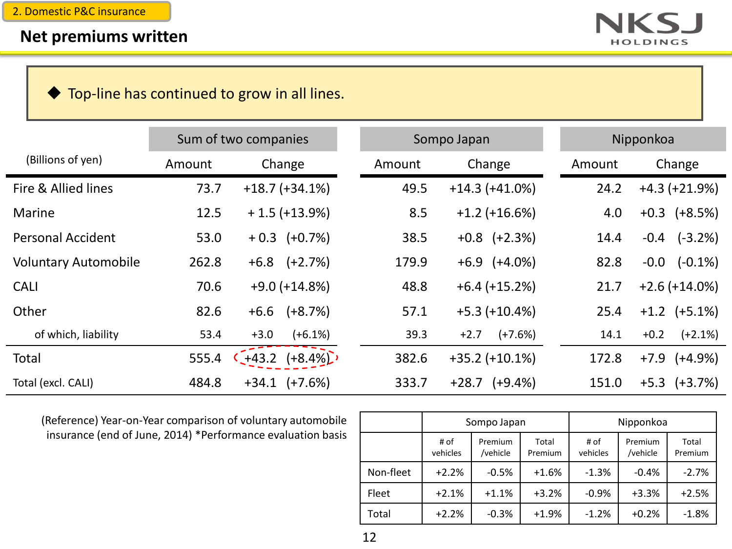2. Domestic P&C insurance

## Net premiums written

◆ Top-line has continued to grow in all lines.

| (Billions of yen) | Sum of two companies | | Sompo Japan | | Nipponkoa | |
|---|---|---|---|---|---|---|
| | Amount | Change | Amount | Change | Amount | Change |
| Fire & Allied lines | 73.7 | +18.7 (+34.1%) | 49.5 | +14.3 (+41.0%) | 24.2 | +4.3 (+21.9%) |
| Marine | 12.5 | + 1.5 (+13.9%) | 8.5 | +1.2 (+16.6%) | 4.0 | +0.3 (+8.5%) |
| Personal Accident | 53.0 | + 0.3 (+0.7%) | 38.5 | +0.8 (+2.3%) | 14.4 | -0.4 (-3.2%) |
| Voluntary Automobile | 262.8 | +6.8 (+2.7%) | 179.9 | +6.9 (+4.0%) | 82.8 | -0.0 (-0.1%) |
| CALI | 70.6 | +9.0 (+14.8%) | 48.8 | +6.4 (+15.2%) | 21.7 | +2.6 (+14.0%) |
| Other | 82.6 | +6.6 (+8.7%) | 57.1 | +5.3 (+10.4%) | 25.4 | +1.2 (+5.1%) |
| of which, liability | 53.4 | +3.0 (+6.1%) | 39.3 | +2.7 (+7.6%) | 14.1 | +0.2 (+2.1%) |
| Total | 555.4 | +43.2 (+8.4%) | 382.6 | +35.2 (+10.1%) | 172.8 | +7.9 (+4.9%) |
| Total (excl. CALI) | 484.8 | +34.1 (+7.6%) | 333.7 | +28.7 (+9.4%) | 151.0 | +5.3 (+3.7%) |

(Reference) Year-on-Year comparison of voluntary automobile insurance (end of June, 2014) *Performance evaluation basis

| | Sompo Japan | | | Nipponkoa | | |
|---|---|---|---|---|---|---|
| | # of vehicles | Premium /vehicle | Total Premium | # of vehicles | Premium /vehicle | Total Premium |
| Non-fleet | +2.2% | -0.5% | +1.6% | -1.3% | -0.4% | -2.7% |
| Fleet | +2.1% | +1.1% | +3.2% | -0.9% | +3.3% | +2.5% |
| Total | +2.2% | -0.3% | +1.9% | -1.2% | +0.2% | -1.8% |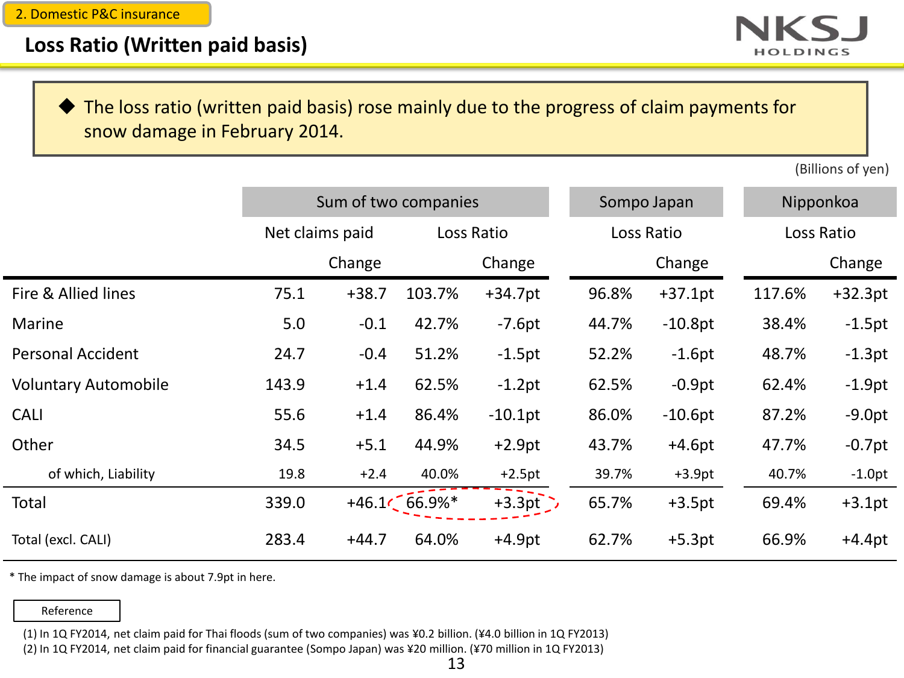2. Domestic P&C insurance

## Loss Ratio (Written paid basis)

◆ The loss ratio (written paid basis) rose mainly due to the progress of claim payments for snow damage in February 2014.

(Billions of yen)

| | Sum of two companies | | | | Sompo Japan | | Nipponkoa | |
|---|---|---|---|---|---|---|---|---|
| | Net claims paid | | Loss Ratio | | Loss Ratio | | Loss Ratio | |
| | | Change | | Change | | Change | | Change |
| Fire & Allied lines | 75.1 | +38.7 | 103.7% | +34.7pt | 96.8% | +37.1pt | 117.6% | +32.3pt |
| Marine | 5.0 | -0.1 | 42.7% | -7.6pt | 44.7% | -10.8pt | 38.4% | -1.5pt |
| Personal Accident | 24.7 | -0.4 | 51.2% | -1.5pt | 52.2% | -1.6pt | 48.7% | -1.3pt |
| Voluntary Automobile | 143.9 | +1.4 | 62.5% | -1.2pt | 62.5% | -0.9pt | 62.4% | -1.9pt |
| CALI | 55.6 | +1.4 | 86.4% | -10.1pt | 86.0% | -10.6pt | 87.2% | -9.0pt |
| Other | 34.5 | +5.1 | 44.9% | +2.9pt | 43.7% | +4.6pt | 47.7% | -0.7pt |
| of which, Liability | 19.8 | +2.4 | 40.0% | +2.5pt | 39.7% | +3.9pt | 40.7% | -1.0pt |
| Total | 339.0 | +46.1 | 66.9%* | +3.3pt | 65.7% | +3.5pt | 69.4% | +3.1pt |
| Total (excl. CALI) | 283.4 | +44.7 | 64.0% | +4.9pt | 62.7% | +5.3pt | 66.9% | +4.4pt |

* The impact of snow damage is about 7.9pt in here.

Reference

(1) In 1Q FY2014, net claim paid for Thai floods (sum of two companies) was ¥0.2 billion. (¥4.0 billion in 1Q FY2013)
(2) In 1Q FY2014, net claim paid for financial guarantee (Sompo Japan) was ¥20 million. (¥70 million in 1Q FY2013)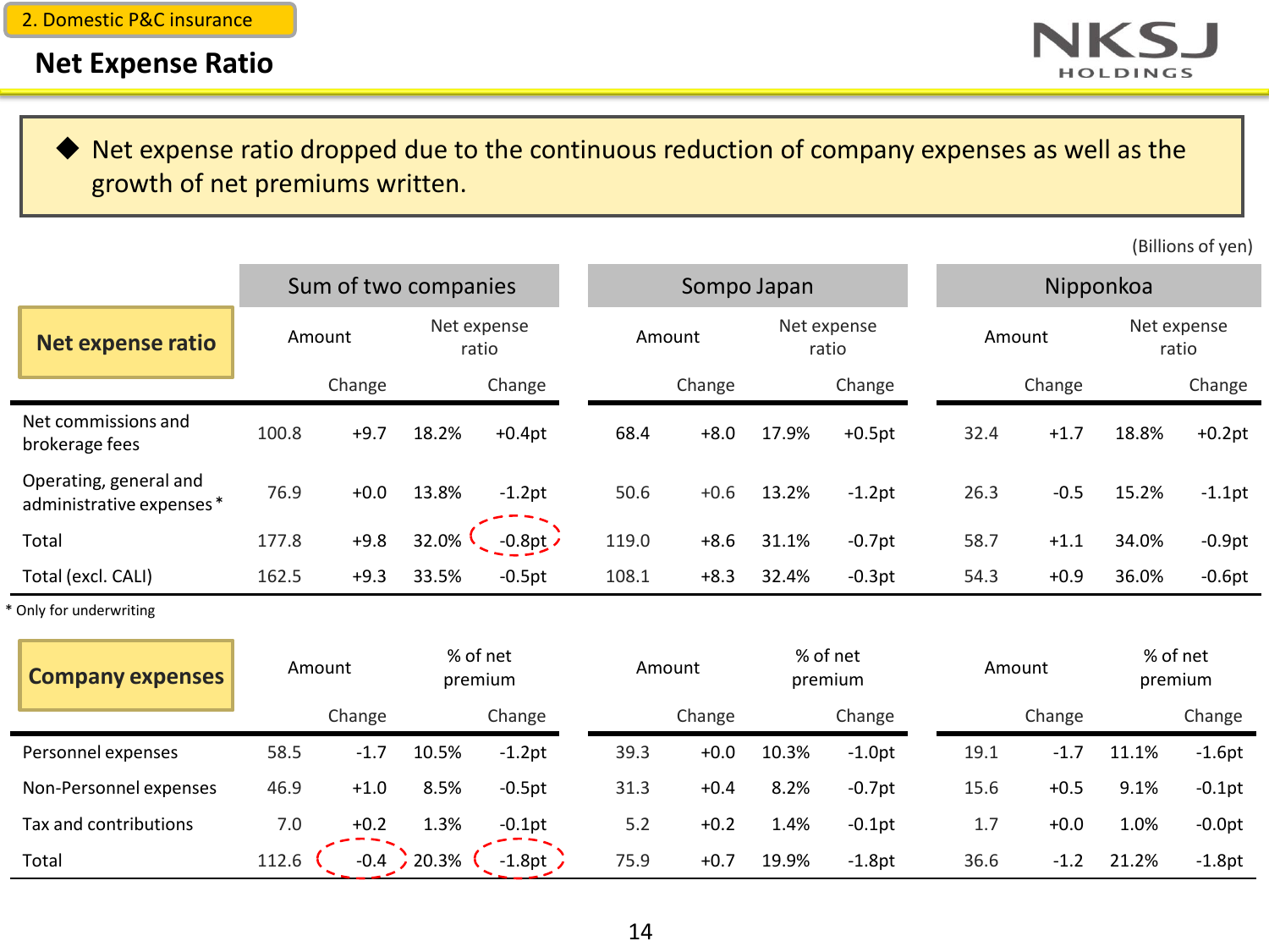2. Domestic P&C insurance

# Net Expense Ratio

◆ Net expense ratio dropped due to the continuous reduction of company expenses as well as the growth of net premiums written.

(Billions of yen)

| Net expense ratio | Sum of two companies | | | | Sompo Japan | | | | Nipponkoa | | | |
|---|---|---|---|---|---|---|---|---|---|---|---|---|
| | Amount | Change | Net expense ratio | Change | Amount | Change | Net expense ratio | Change | Amount | Change | Net expense ratio | Change |
| Net commissions and brokerage fees | 100.8 | +9.7 | 18.2% | +0.4pt | 68.4 | +8.0 | 17.9% | +0.5pt | 32.4 | +1.7 | 18.8% | +0.2pt |
| Operating, general and administrative expenses * | 76.9 | +0.0 | 13.8% | -1.2pt | 50.6 | +0.6 | 13.2% | -1.2pt | 26.3 | -0.5 | 15.2% | -1.1pt |
| Total | 177.8 | +9.8 | 32.0% | -0.8pt | 119.0 | +8.6 | 31.1% | -0.7pt | 58.7 | +1.1 | 34.0% | -0.9pt |
| Total (excl. CALI) | 162.5 | +9.3 | 33.5% | -0.5pt | 108.1 | +8.3 | 32.4% | -0.3pt | 54.3 | +0.9 | 36.0% | -0.6pt |

* Only for underwriting

| Company expenses | Sum of two companies | | | | Sompo Japan | | | | Nipponkoa | | | |
|---|---|---|---|---|---|---|---|---|---|---|---|---|
| | Amount | Change | % of net premium | Change | Amount | Change | % of net premium | Change | Amount | Change | % of net premium | Change |
| Personnel expenses | 58.5 | -1.7 | 10.5% | -1.2pt | 39.3 | +0.0 | 10.3% | -1.0pt | 19.1 | -1.7 | 11.1% | -1.6pt |
| Non-Personnel expenses | 46.9 | +1.0 | 8.5% | -0.5pt | 31.3 | +0.4 | 8.2% | -0.7pt | 15.6 | +0.5 | 9.1% | -0.1pt |
| Tax and contributions | 7.0 | +0.2 | 1.3% | -0.1pt | 5.2 | +0.2 | 1.4% | -0.1pt | 1.7 | +0.0 | 1.0% | -0.0pt |
| Total | 112.6 | -0.4 | 20.3% | -1.8pt | 75.9 | +0.7 | 19.9% | -1.8pt | 36.6 | -1.2 | 21.2% | -1.8pt |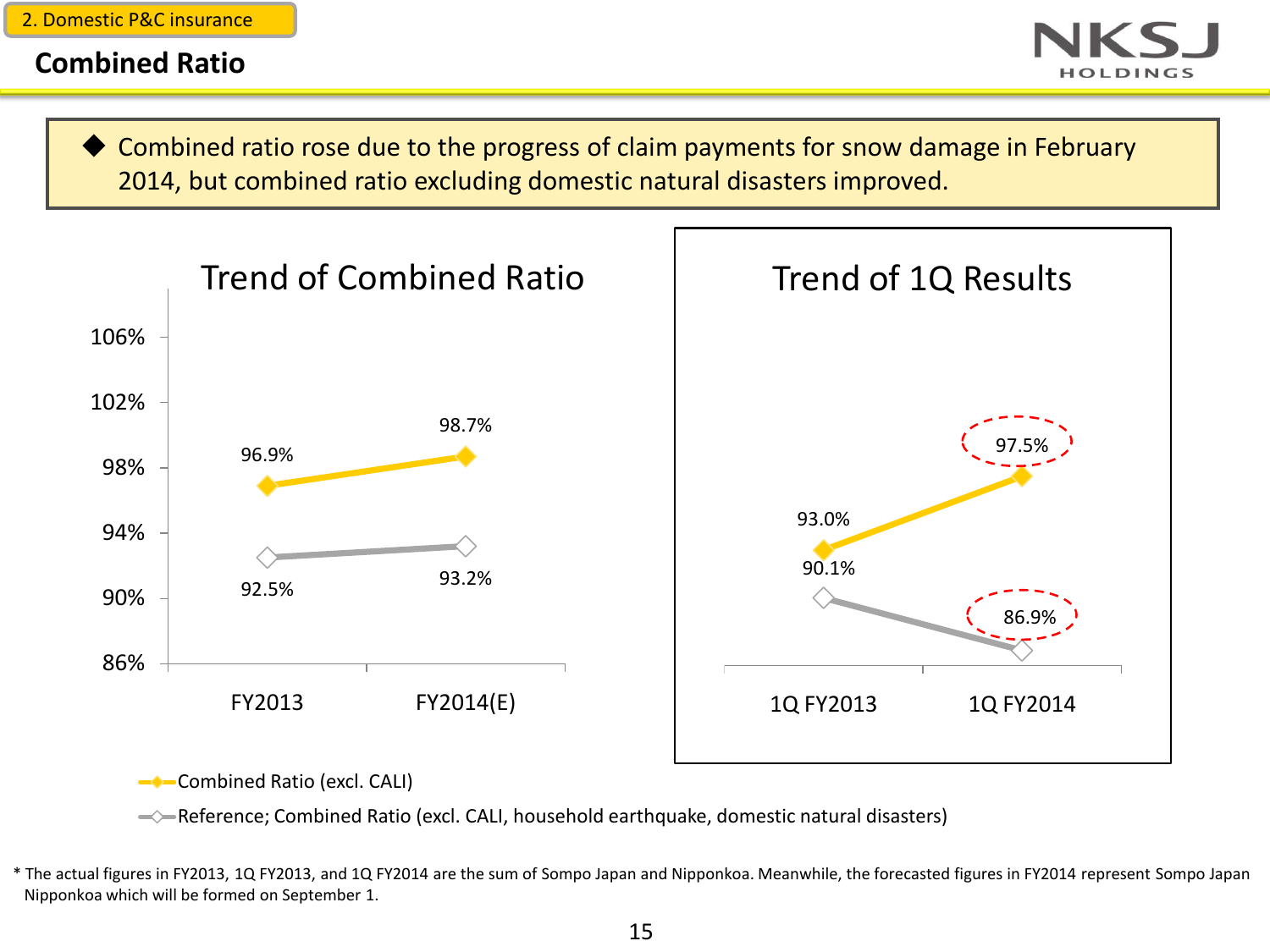2. Domestic P&C insurance

## Combined Ratio

◆ Combined ratio rose due to the progress of claim payments for snow damage in February 2014, but combined ratio excluding domestic natural disasters improved.

### Trend of Combined Ratio

| | FY2013 | FY2014(E) |
|---|---|---|
| Combined Ratio (excl. CALI) | 96.9% | 98.7% |
| Reference; Combined Ratio (excl. CALI, household earthquake, domestic natural disasters) | 92.5% | 93.2% |

### Trend of 1Q Results

| | 1Q FY2013 | 1Q FY2014 |
|---|---|---|
| Combined Ratio (excl. CALI) | 93.0% | 97.5% |
| Reference; Combined Ratio (excl. CALI, household earthquake, domestic natural disasters) | 90.1% | 86.9% |

* The actual figures in FY2013, 1Q FY2013, and 1Q FY2014 are the sum of Sompo Japan and Nipponkoa. Meanwhile, the forecasted figures in FY2014 represent Sompo Japan Nipponkoa which will be formed on September 1.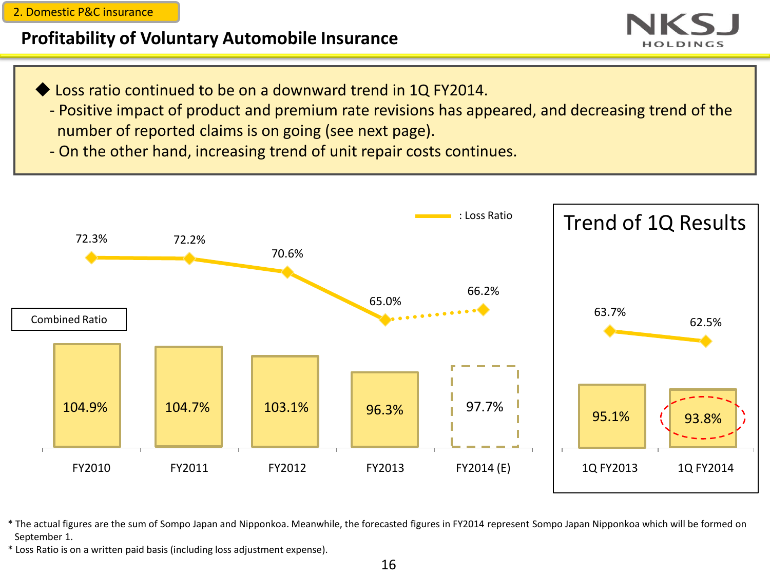2. Domestic P&C insurance

## Profitability of Voluntary Automobile Insurance

◆ Loss ratio continued to be on a downward trend in 1Q FY2014.
- Positive impact of product and premium rate revisions has appeared, and decreasing trend of the number of reported claims is on going (see next page).
- On the other hand, increasing trend of unit repair costs continues.

| | FY2010 | FY2011 | FY2012 | FY2013 | FY2014 (E) |
|---|---|---|---|---|---|
| Loss Ratio | 72.3% | 72.2% | 70.6% | 65.0% | 66.2% |
| Combined Ratio | 104.9% | 104.7% | 103.1% | 96.3% | 97.7% |

**Trend of 1Q Results**

| | 1Q FY2013 | 1Q FY2014 |
|---|---|---|
| Loss Ratio | 63.7% | 62.5% |
| Combined Ratio | 95.1% | 93.8% |

* The actual figures are the sum of Sompo Japan and Nipponkoa. Meanwhile, the forecasted figures in FY2014 represent Sompo Japan Nipponkoa which will be formed on September 1.
* Loss Ratio is on a written paid basis (including loss adjustment expense).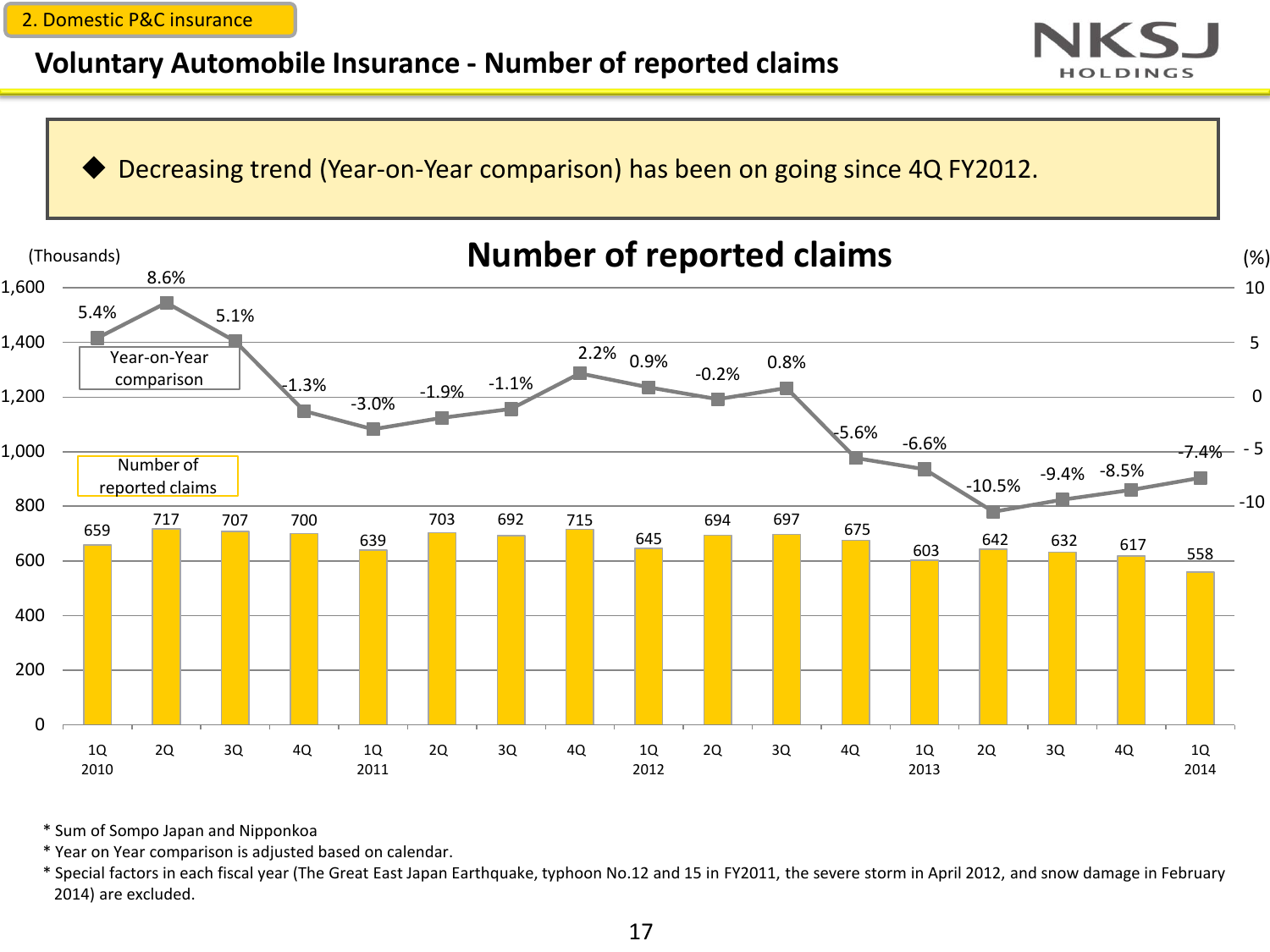2. Domestic P&C insurance

# Voluntary Automobile Insurance - Number of reported claims

◆ Decreasing trend (Year-on-Year comparison) has been on going since 4Q FY2012.

## Number of reported claims

| Quarter | Number of reported claims (Thousands) | Year-on-Year comparison (%) |
|---|---|---|
| 1Q 2010 | 659 | 5.4% |
| 2Q | 717 | 8.6% |
| 3Q | 707 | 5.1% |
| 4Q | 700 | -1.3% |
| 1Q 2011 | 639 | -3.0% |
| 2Q | 703 | -1.9% |
| 3Q | 692 | -1.1% |
| 4Q | 715 | 2.2% |
| 1Q 2012 | 645 | 0.9% |
| 2Q | 694 | -0.2% |
| 3Q | 697 | 0.8% |
| 4Q | 675 | -5.6% |
| 1Q 2013 | 603 | -6.6% |
| 2Q | 642 | -10.5% |
| 3Q | 632 | -9.4% |
| 4Q | 617 | -8.5% |
| 1Q 2014 | 558 | -7.4% |

* Sum of Sompo Japan and Nipponkoa
* Year on Year comparison is adjusted based on calendar.
* Special factors in each fiscal year (The Great East Japan Earthquake, typhoon No.12 and 15 in FY2011, the severe storm in April 2012, and snow damage in February 2014) are excluded.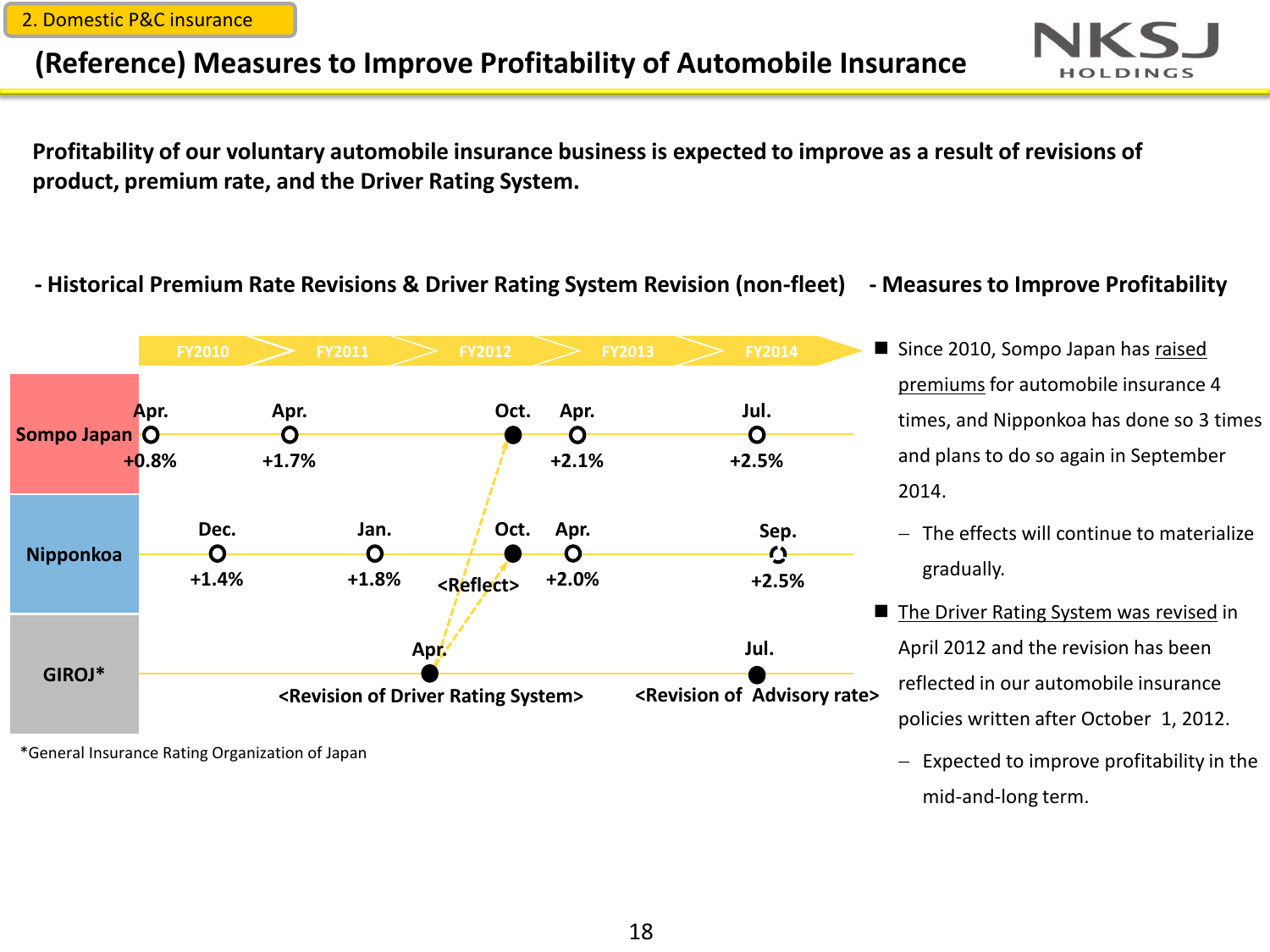2. Domestic P&C insurance

# (Reference) Measures to Improve Profitability of Automobile Insurance

**Profitability of our voluntary automobile insurance business is expected to improve as a result of revisions of product, premium rate, and the Driver Rating System.**

## - Historical Premium Rate Revisions & Driver Rating System Revision (non-fleet)

| | FY2010 | FY2011 | FY2012 | FY2013 | FY2014 |
|---|---|---|---|---|---|
| Sompo Japan | Apr. +0.8% | Apr. +1.7% | Oct. (Reflect) | Apr. +2.1% | Jul. +2.5% |
| Nipponkoa | Dec. +1.4% | Jan. +1.8% | Oct. (Reflect) | Apr. +2.0% | Sep. +2.5% |
| GIROJ* | | | Apr. <Revision of Driver Rating System> | | Jul. <Revision of Advisory rate> |

*General Insurance Rating Organization of Japan

## - Measures to Improve Profitability

- Since 2010, Sompo Japan has raised premiums for automobile insurance 4 times, and Nipponkoa has done so 3 times and plans to do so again in September 2014.
  - The effects will continue to materialize gradually.
- The Driver Rating System was revised in April 2012 and the revision has been reflected in our automobile insurance policies written after October 1, 2012.
  - Expected to improve profitability in the mid-and-long term.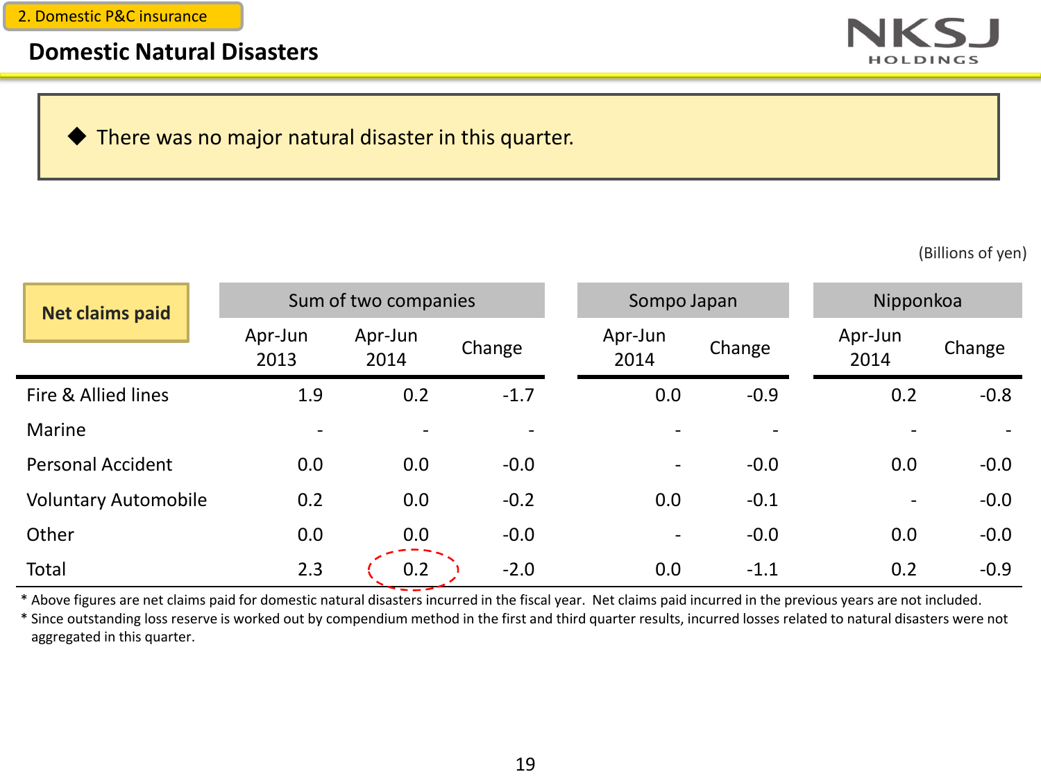2. Domestic P&C insurance

# Domestic Natural Disasters

◆ There was no major natural disaster in this quarter.

(Billions of yen)

| Net claims paid | Sum of two companies | | | Sompo Japan | | Nipponkoa | |
|---|---|---|---|---|---|---|---|
| | Apr-Jun 2013 | Apr-Jun 2014 | Change | Apr-Jun 2014 | Change | Apr-Jun 2014 | Change |
| Fire & Allied lines | 1.9 | 0.2 | -1.7 | 0.0 | -0.9 | 0.2 | -0.8 |
| Marine | - | - | - | - | - | - | - |
| Personal Accident | 0.0 | 0.0 | -0.0 | - | -0.0 | 0.0 | -0.0 |
| Voluntary Automobile | 0.2 | 0.0 | -0.2 | 0.0 | -0.1 | - | -0.0 |
| Other | 0.0 | 0.0 | -0.0 | - | -0.0 | 0.0 | -0.0 |
| Total | 2.3 | 0.2 | -2.0 | 0.0 | -1.1 | 0.2 | -0.9 |

* Above figures are net claims paid for domestic natural disasters incurred in the fiscal year. Net claims paid incurred in the previous years are not included.
* Since outstanding loss reserve is worked out by compendium method in the first and third quarter results, incurred losses related to natural disasters were not aggregated in this quarter.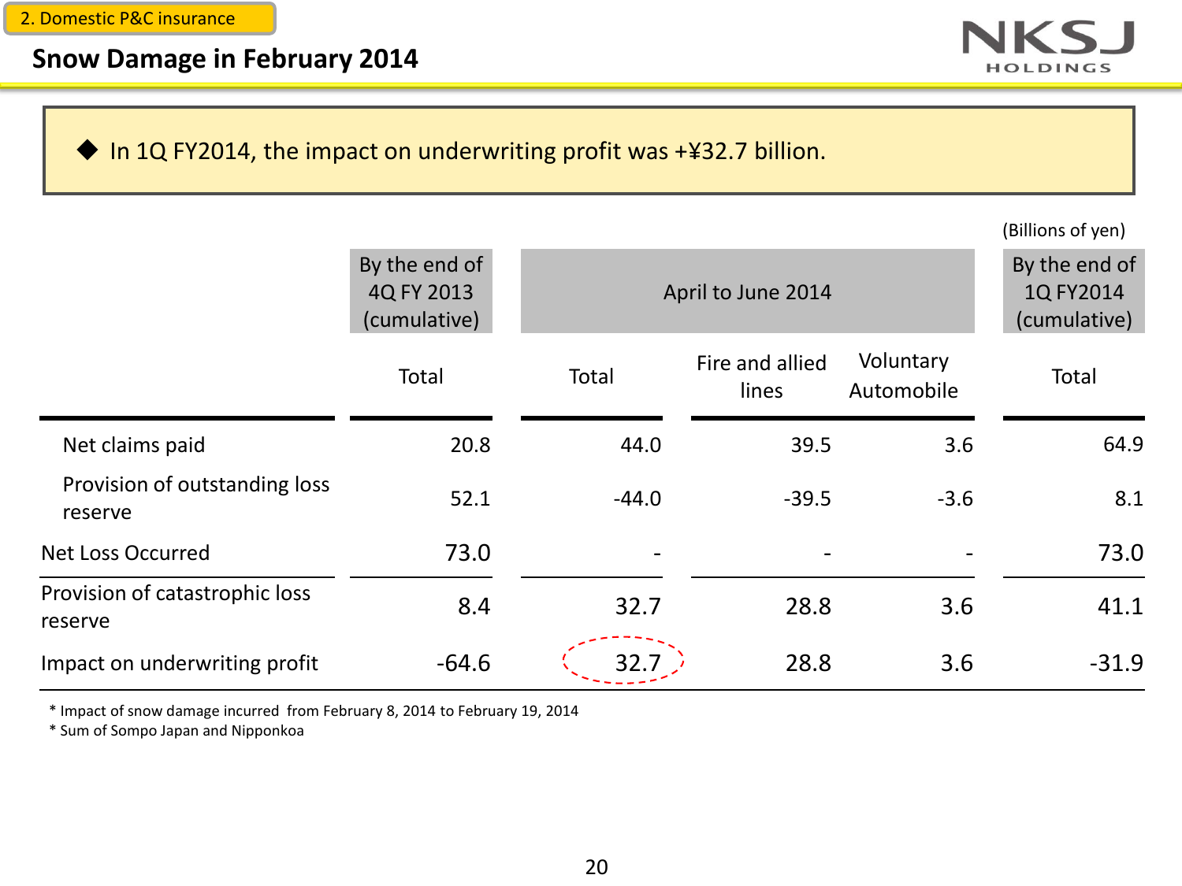2. Domestic P&C insurance

# Snow Damage in February 2014

◆ In 1Q FY2014, the impact on underwriting profit was +¥32.7 billion.

(Billions of yen)

| | By the end of 4Q FY 2013 (cumulative) | April to June 2014 | | | By the end of 1Q FY2014 (cumulative) |
|---|---|---|---|---|---|
| | Total | Total | Fire and allied lines | Voluntary Automobile | Total |
| Net claims paid | 20.8 | 44.0 | 39.5 | 3.6 | 64.9 |
| Provision of outstanding loss reserve | 52.1 | -44.0 | -39.5 | -3.6 | 8.1 |
| Net Loss Occurred | 73.0 | - | - | - | 73.0 |
| Provision of catastrophic loss reserve | 8.4 | 32.7 | 28.8 | 3.6 | 41.1 |
| Impact on underwriting profit | -64.6 | 32.7 | 28.8 | 3.6 | -31.9 |

* Impact of snow damage incurred from February 8, 2014 to February 19, 2014
* Sum of Sompo Japan and Nipponkoa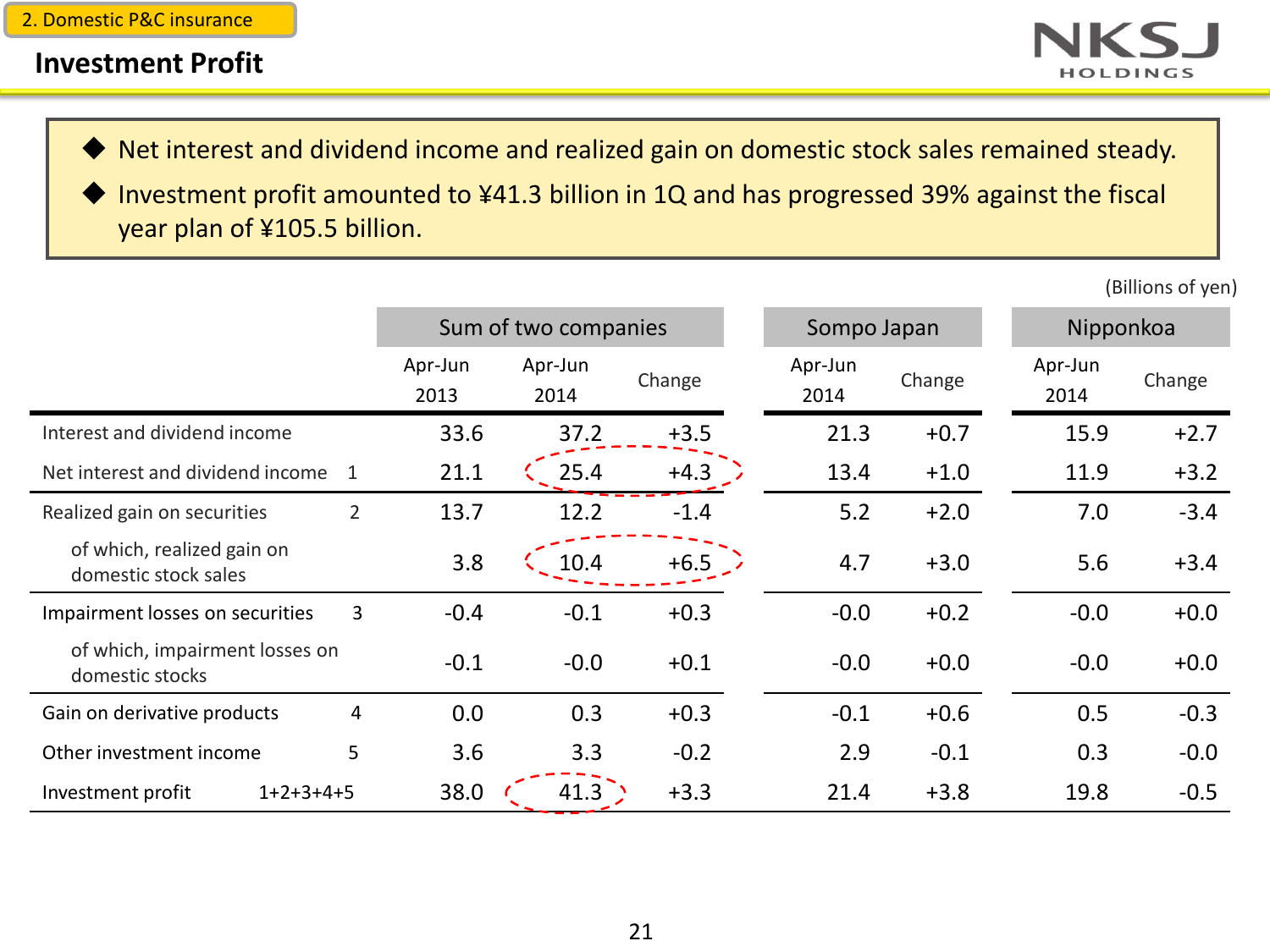2. Domestic P&C insurance

## Investment Profit

- Net interest and dividend income and realized gain on domestic stock sales remained steady.
- Investment profit amounted to ¥41.3 billion in 1Q and has progressed 39% against the fiscal year plan of ¥105.5 billion.

(Billions of yen)

| | | Sum of two companies | | | Sompo Japan | | Nipponkoa | |
|---|---|---|---|---|---|---|---|---|
| | | Apr-Jun 2013 | Apr-Jun 2014 | Change | Apr-Jun 2014 | Change | Apr-Jun 2014 | Change |
| Interest and dividend income | | 33.6 | 37.2 | +3.5 | 21.3 | +0.7 | 15.9 | +2.7 |
| Net interest and dividend income | 1 | 21.1 | 25.4 | +4.3 | 13.4 | +1.0 | 11.9 | +3.2 |
| Realized gain on securities | 2 | 13.7 | 12.2 | -1.4 | 5.2 | +2.0 | 7.0 | -3.4 |
| of which, realized gain on domestic stock sales | | 3.8 | 10.4 | +6.5 | 4.7 | +3.0 | 5.6 | +3.4 |
| Impairment losses on securities | 3 | -0.4 | -0.1 | +0.3 | -0.0 | +0.2 | -0.0 | +0.0 |
| of which, impairment losses on domestic stocks | | -0.1 | -0.0 | +0.1 | -0.0 | +0.0 | -0.0 | +0.0 |
| Gain on derivative products | 4 | 0.0 | 0.3 | +0.3 | -0.1 | +0.6 | 0.5 | -0.3 |
| Other investment income | 5 | 3.6 | 3.3 | -0.2 | 2.9 | -0.1 | 0.3 | -0.0 |
| Investment profit | 1+2+3+4+5 | 38.0 | 41.3 | +3.3 | 21.4 | +3.8 | 19.8 | -0.5 |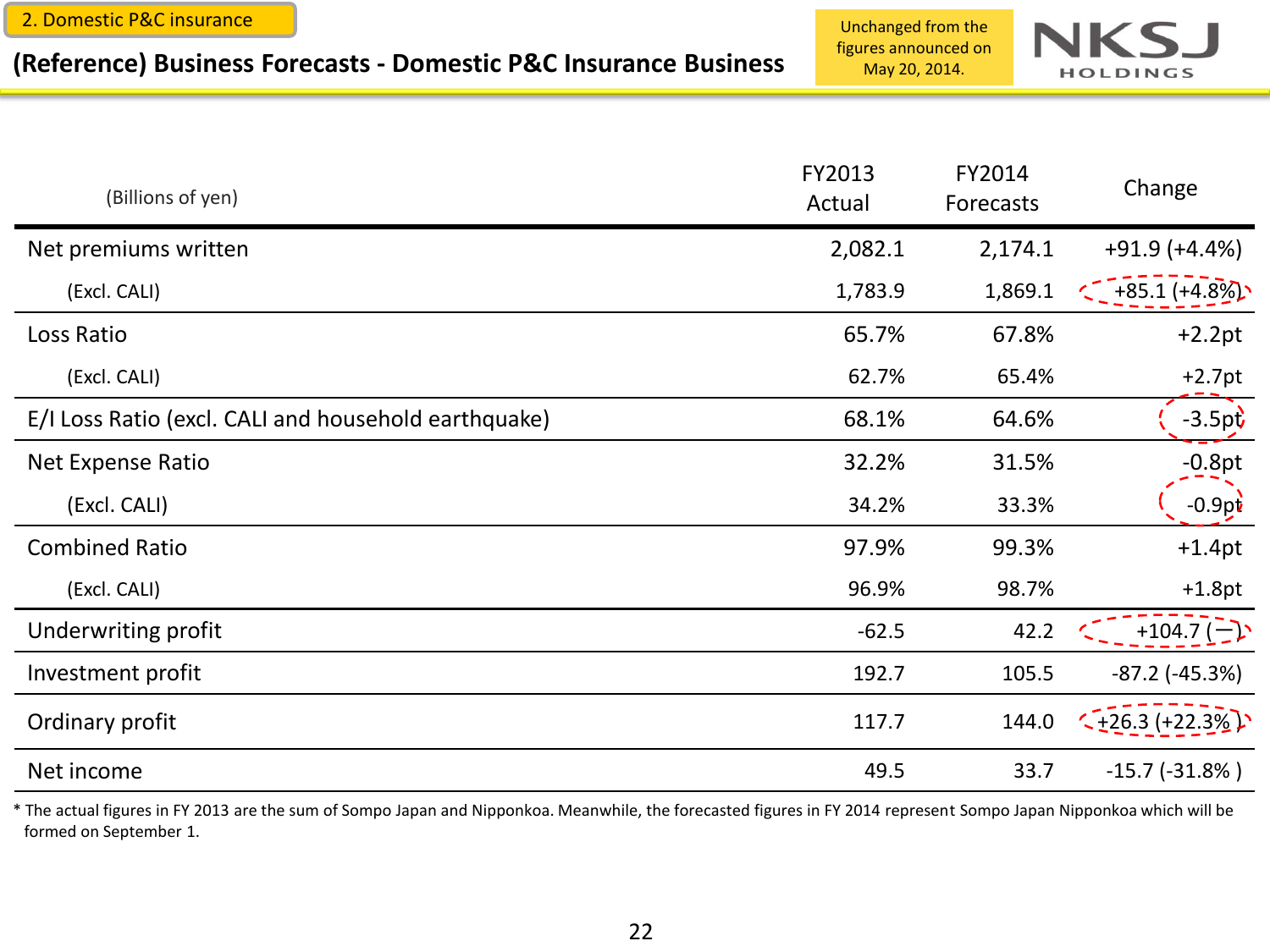2. Domestic P&C insurance

# (Reference) Business Forecasts - Domestic P&C Insurance Business

Unchanged from the figures announced on May 20, 2014.

| (Billions of yen) | FY2013 Actual | FY2014 Forecasts | Change |
|---|---|---|---|
| Net premiums written | 2,082.1 | 2,174.1 | +91.9 (+4.4%) |
| (Excl. CALI) | 1,783.9 | 1,869.1 | +85.1 (+4.8%) |
| Loss Ratio | 65.7% | 67.8% | +2.2pt |
| (Excl. CALI) | 62.7% | 65.4% | +2.7pt |
| E/I Loss Ratio (excl. CALI and household earthquake) | 68.1% | 64.6% | -3.5pt |
| Net Expense Ratio | 32.2% | 31.5% | -0.8pt |
| (Excl. CALI) | 34.2% | 33.3% | -0.9pt |
| Combined Ratio | 97.9% | 99.3% | +1.4pt |
| (Excl. CALI) | 96.9% | 98.7% | +1.8pt |
| Underwriting profit | -62.5 | 42.2 | +104.7 (ー) |
| Investment profit | 192.7 | 105.5 | -87.2 (-45.3%) |
| Ordinary profit | 117.7 | 144.0 | +26.3 (+22.3% ) |
| Net income | 49.5 | 33.7 | -15.7 (-31.8% ) |

* The actual figures in FY 2013 are the sum of Sompo Japan and Nipponkoa. Meanwhile, the forecasted figures in FY 2014 represent Sompo Japan Nipponkoa which will be formed on September 1.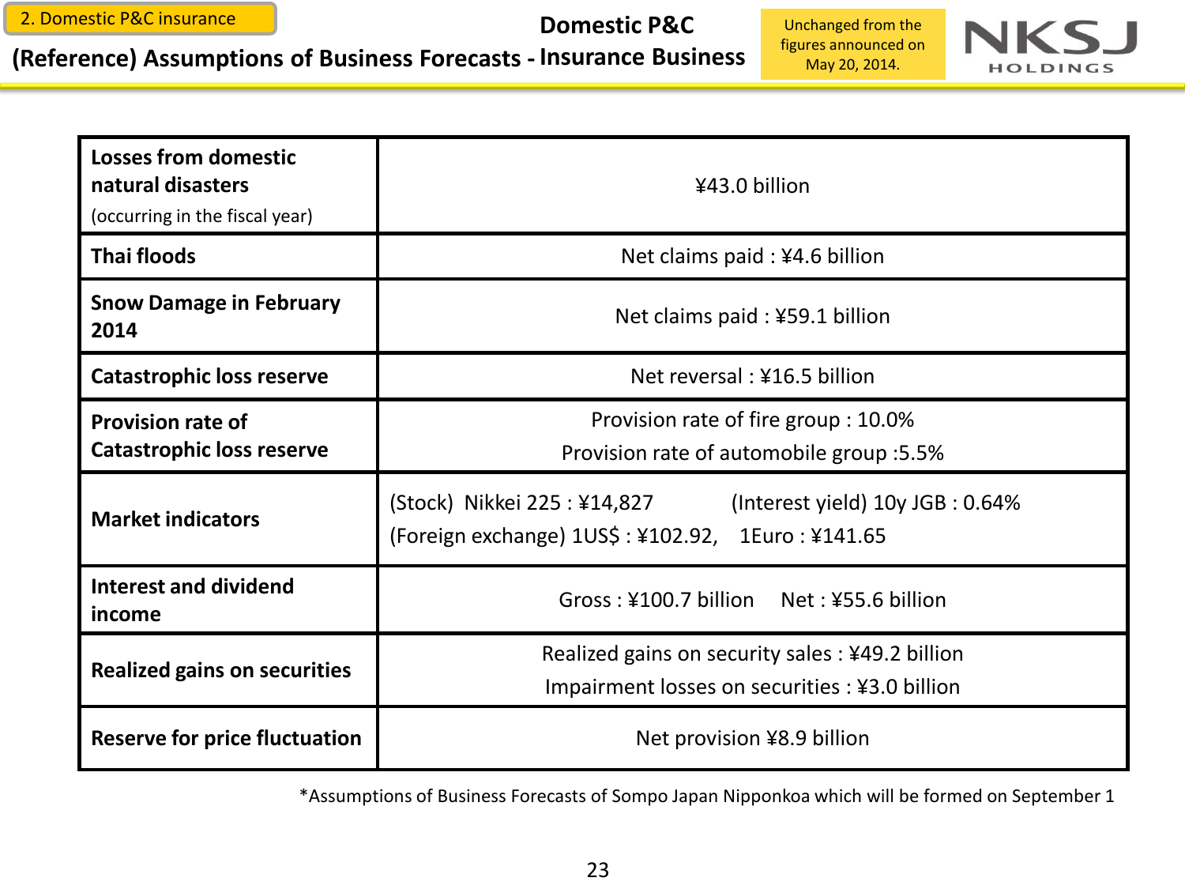2. Domestic P&C insurance

# (Reference) Assumptions of Business Forecasts - Domestic P&C Insurance Business

Unchanged from the figures announced on May 20, 2014.

| | |
|---|---|
| **Losses from domestic natural disasters** (occurring in the fiscal year) | ¥43.0 billion |
| **Thai floods** | Net claims paid : ¥4.6 billion |
| **Snow Damage in February 2014** | Net claims paid : ¥59.1 billion |
| **Catastrophic loss reserve** | Net reversal : ¥16.5 billion |
| **Provision rate of Catastrophic loss reserve** | Provision rate of fire group : 10.0%<br>Provision rate of automobile group :5.5% |
| **Market indicators** | (Stock) Nikkei 225 : ¥14,827 (Interest yield) 10y JGB : 0.64%<br>(Foreign exchange) 1US$ : ¥102.92, 1Euro : ¥141.65 |
| **Interest and dividend income** | Gross : ¥100.7 billion Net : ¥55.6 billion |
| **Realized gains on securities** | Realized gains on security sales : ¥49.2 billion<br>Impairment losses on securities : ¥3.0 billion |
| **Reserve for price fluctuation** | Net provision ¥8.9 billion |

*Assumptions of Business Forecasts of Sompo Japan Nipponkoa which will be formed on September 1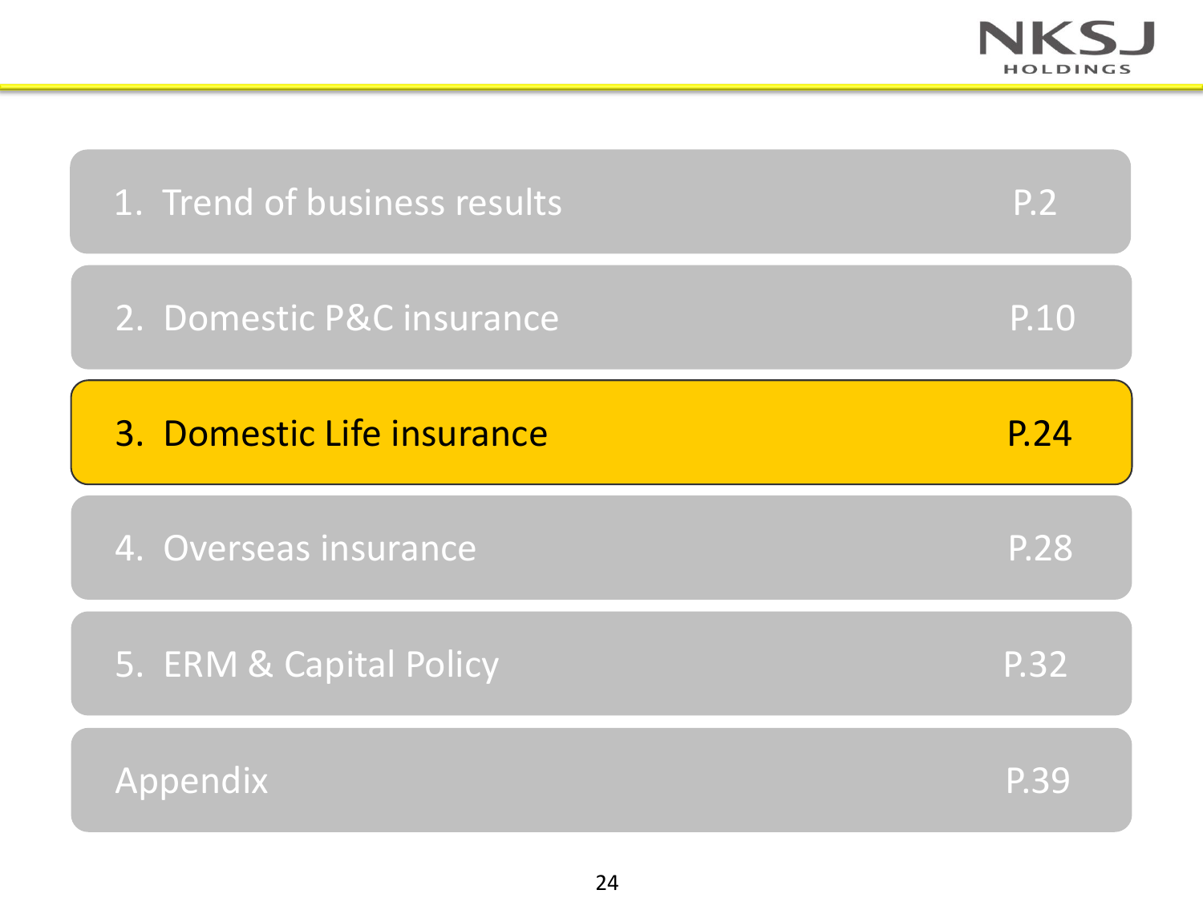| Section | Page |
| --- | --- |
| 1. Trend of business results | P.2 |
| 2. Domestic P&C insurance | P.10 |
| **3. Domestic Life insurance** | **P.24** |
| 4. Overseas insurance | P.28 |
| 5. ERM & Capital Policy | P.32 |
| Appendix | P.39 |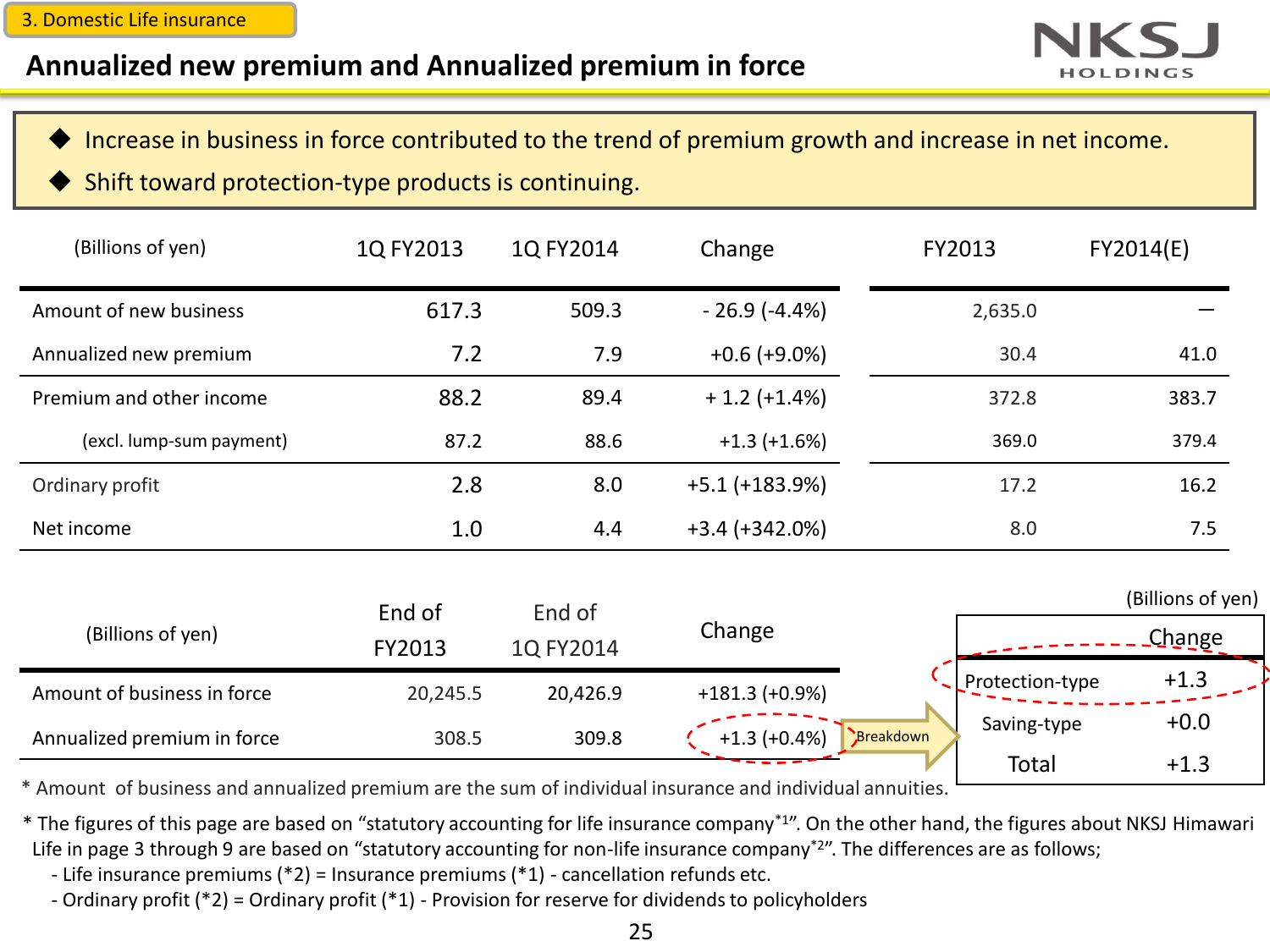3. Domestic Life insurance

# Annualized new premium and Annualized premium in force

- Increase in business in force contributed to the trend of premium growth and increase in net income.
- Shift toward protection-type products is continuing.

| (Billions of yen) | 1Q FY2013 | 1Q FY2014 | Change | FY2013 | FY2014(E) |
|---|---|---|---|---|---|
| Amount of new business | 617.3 | 509.3 | - 26.9 (-4.4%) | 2,635.0 | — |
| Annualized new premium | 7.2 | 7.9 | +0.6 (+9.0%) | 30.4 | 41.0 |
| Premium and other income | 88.2 | 89.4 | + 1.2 (+1.4%) | 372.8 | 383.7 |
| (excl. lump-sum payment) | 87.2 | 88.6 | +1.3 (+1.6%) | 369.0 | 379.4 |
| Ordinary profit | 2.8 | 8.0 | +5.1 (+183.9%) | 17.2 | 16.2 |
| Net income | 1.0 | 4.4 | +3.4 (+342.0%) | 8.0 | 7.5 |

| (Billions of yen) | End of FY2013 | End of 1Q FY2014 | Change |
|---|---|---|---|
| Amount of business in force | 20,245.5 | 20,426.9 | +181.3 (+0.9%) |
| Annualized premium in force | 308.5 | 309.8 | +1.3 (+0.4%) |

Breakdown

(Billions of yen)

| | Change |
|---|---|
| Protection-type | +1.3 |
| Saving-type | +0.0 |
| Total | +1.3 |

\* Amount of business and annualized premium are the sum of individual insurance and individual annuities.

\* The figures of this page are based on "statutory accounting for life insurance company[*1]". On the other hand, the figures about NKSJ Himawari Life in page 3 through 9 are based on "statutory accounting for non-life insurance company[*2]". The differences are as follows;

- Life insurance premiums (*2) = Insurance premiums (*1) - cancellation refunds etc.
- Ordinary profit (*2) = Ordinary profit (*1) - Provision for reserve for dividends to policyholders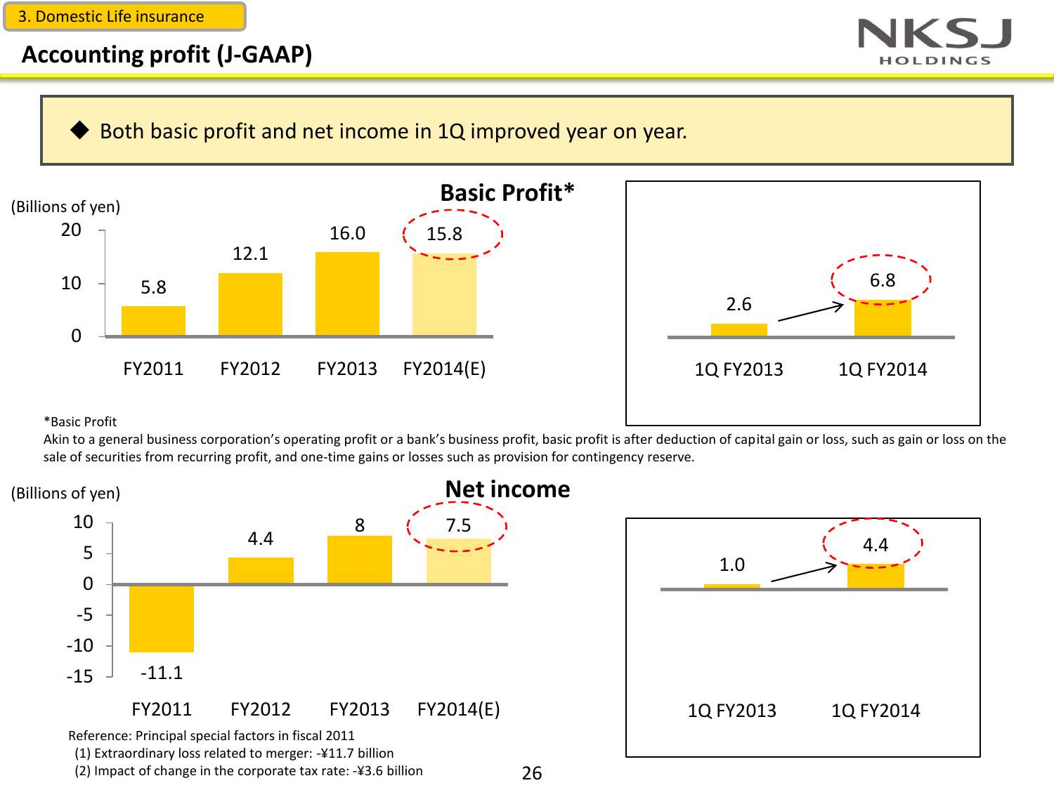3. Domestic Life insurance

# Accounting profit (J-GAAP)

◆ Both basic profit and net income in 1Q improved year on year.

## Basic Profit*

(Billions of yen)

| | FY2011 | FY2012 | FY2013 | FY2014(E) |
|---|---|---|---|---|
| Basic Profit | 5.8 | 12.1 | 16.0 | 15.8 |

| | 1Q FY2013 | 1Q FY2014 |
|---|---|---|
| Basic Profit | 2.6 | 6.8 |

*Basic Profit
Akin to a general business corporation's operating profit or a bank's business profit, basic profit is after deduction of capital gain or loss, such as gain or loss on the sale of securities from recurring profit, and one-time gains or losses such as provision for contingency reserve.

## Net income

(Billions of yen)

| | FY2011 | FY2012 | FY2013 | FY2014(E) |
|---|---|---|---|---|
| Net income | -11.1 | 4.4 | 8 | 7.5 |

| | 1Q FY2013 | 1Q FY2014 |
|---|---|---|
| Net income | 1.0 | 4.4 |

Reference: Principal special factors in fiscal 2011
(1) Extraordinary loss related to merger: -¥11.7 billion
(2) Impact of change in the corporate tax rate: -¥3.6 billion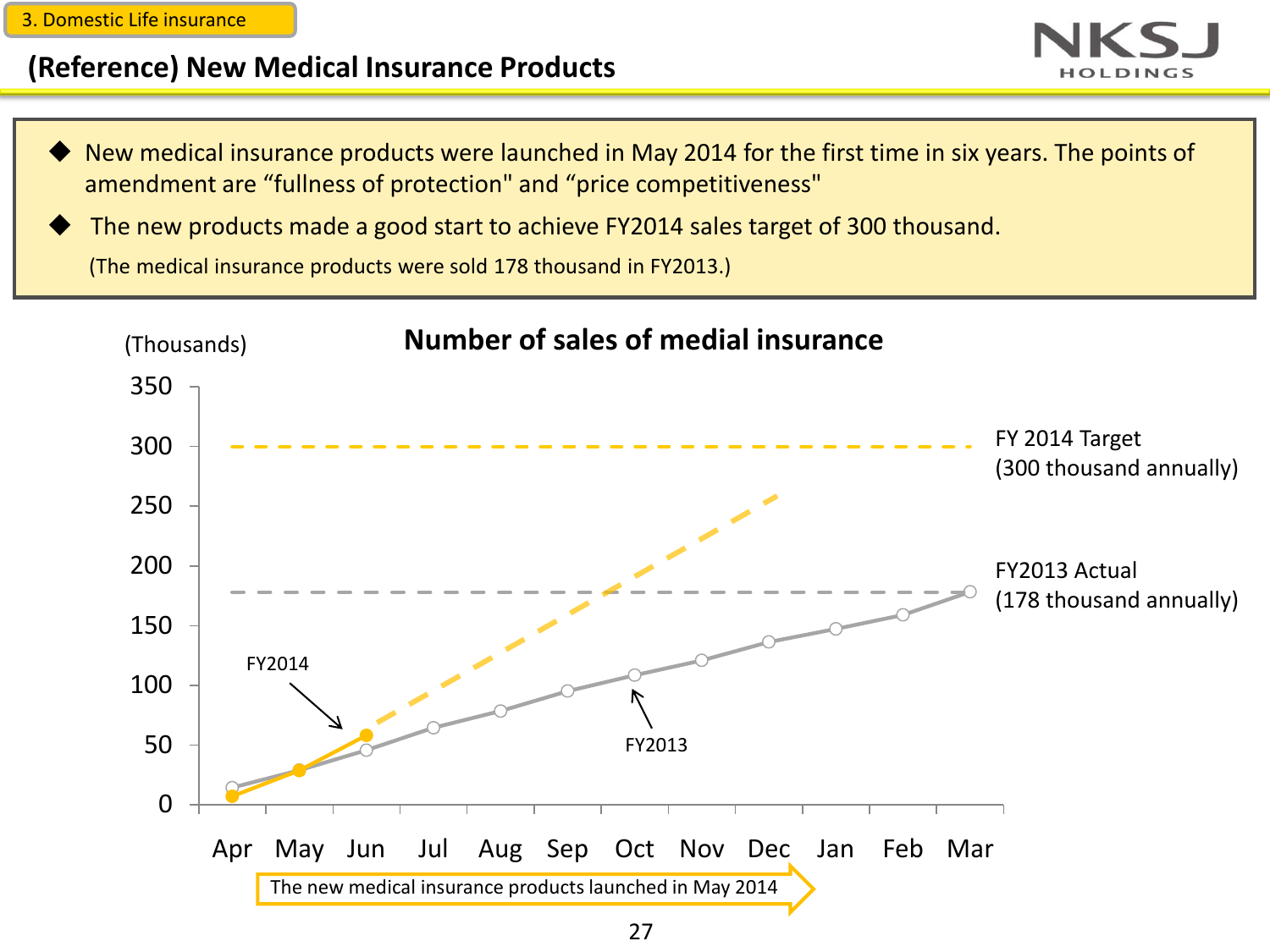3. Domestic Life insurance

## (Reference) New Medical Insurance Products

- New medical insurance products were launched in May 2014 for the first time in six years. The points of amendment are “fullness of protection" and “price competitiveness"
- The new products made a good start to achieve FY2014 sales target of 300 thousand.

  (The medical insurance products were sold 178 thousand in FY2013.)

**Number of sales of medial insurance**

(Thousands)

FY 2014 Target (300 thousand annually)

FY2013 Actual (178 thousand annually)

FY2014

FY2013

Apr May Jun Jul Aug Sep Oct Nov Dec Jan Feb Mar

The new medical insurance products launched in May 2014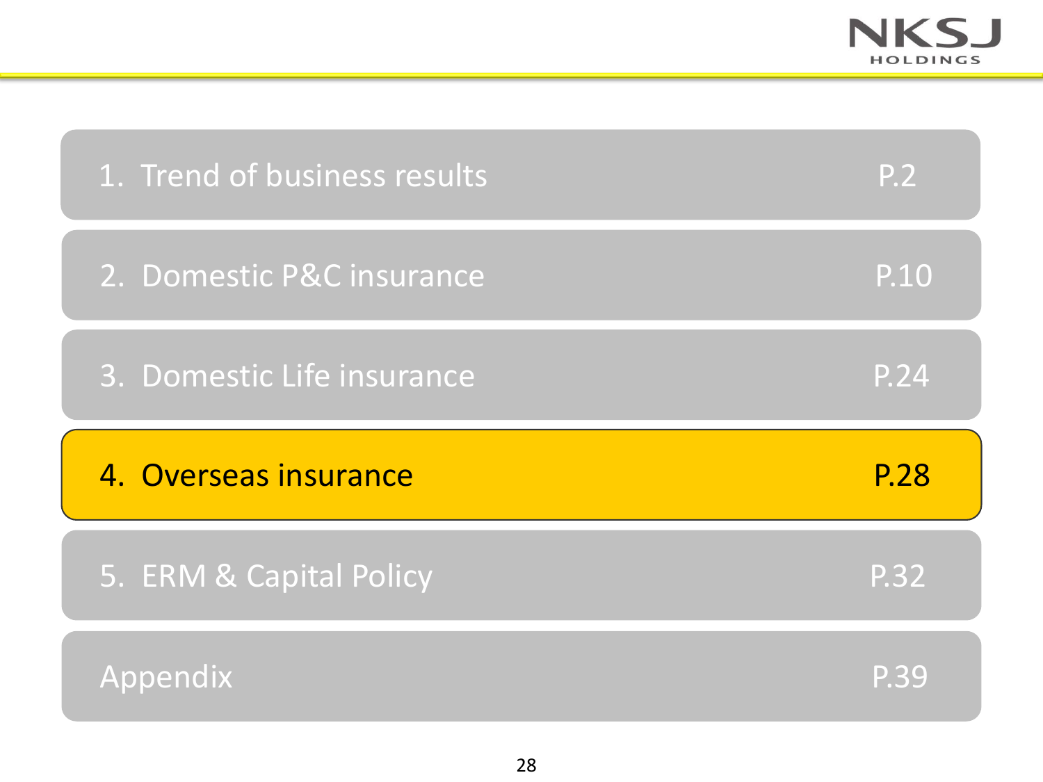| Section | Page |
|---|---|
| 1. Trend of business results | P.2 |
| 2. Domestic P&C insurance | P.10 |
| 3. Domestic Life insurance | P.24 |
| **4. Overseas insurance** | **P.28** |
| 5. ERM & Capital Policy | P.32 |
| Appendix | P.39 |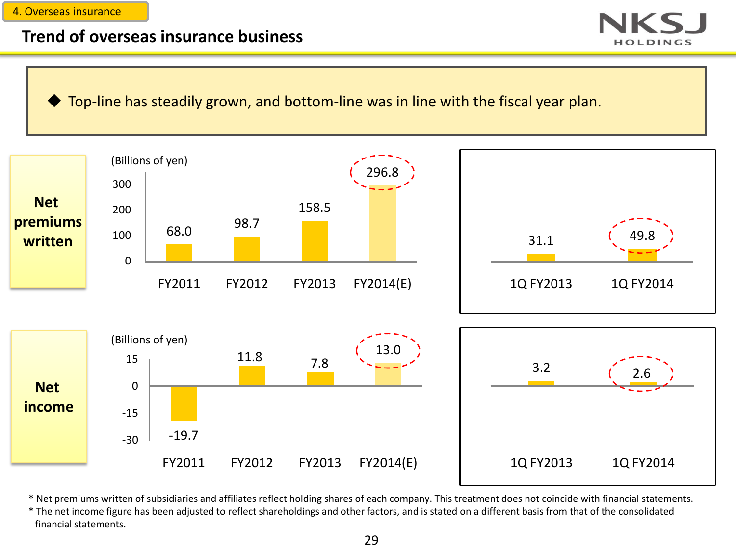4. Overseas insurance

## Trend of overseas insurance business

◆ Top-line has steadily grown, and bottom-line was in line with the fiscal year plan.

**Net premiums written**

(Billions of yen)

| | FY2011 | FY2012 | FY2013 | FY2014(E) |
|---|---|---|---|---|
| Net premiums written | 68.0 | 98.7 | 158.5 | 296.8 |

| | 1Q FY2013 | 1Q FY2014 |
|---|---|---|
| Net premiums written | 31.1 | 49.8 |

**Net income**

(Billions of yen)

| | FY2011 | FY2012 | FY2013 | FY2014(E) |
|---|---|---|---|---|
| Net income | -19.7 | 11.8 | 7.8 | 13.0 |

| | 1Q FY2013 | 1Q FY2014 |
|---|---|---|
| Net income | 3.2 | 2.6 |

* Net premiums written of subsidiaries and affiliates reflect holding shares of each company. This treatment does not coincide with financial statements.
* The net income figure has been adjusted to reflect shareholdings and other factors, and is stated on a different basis from that of the consolidated financial statements.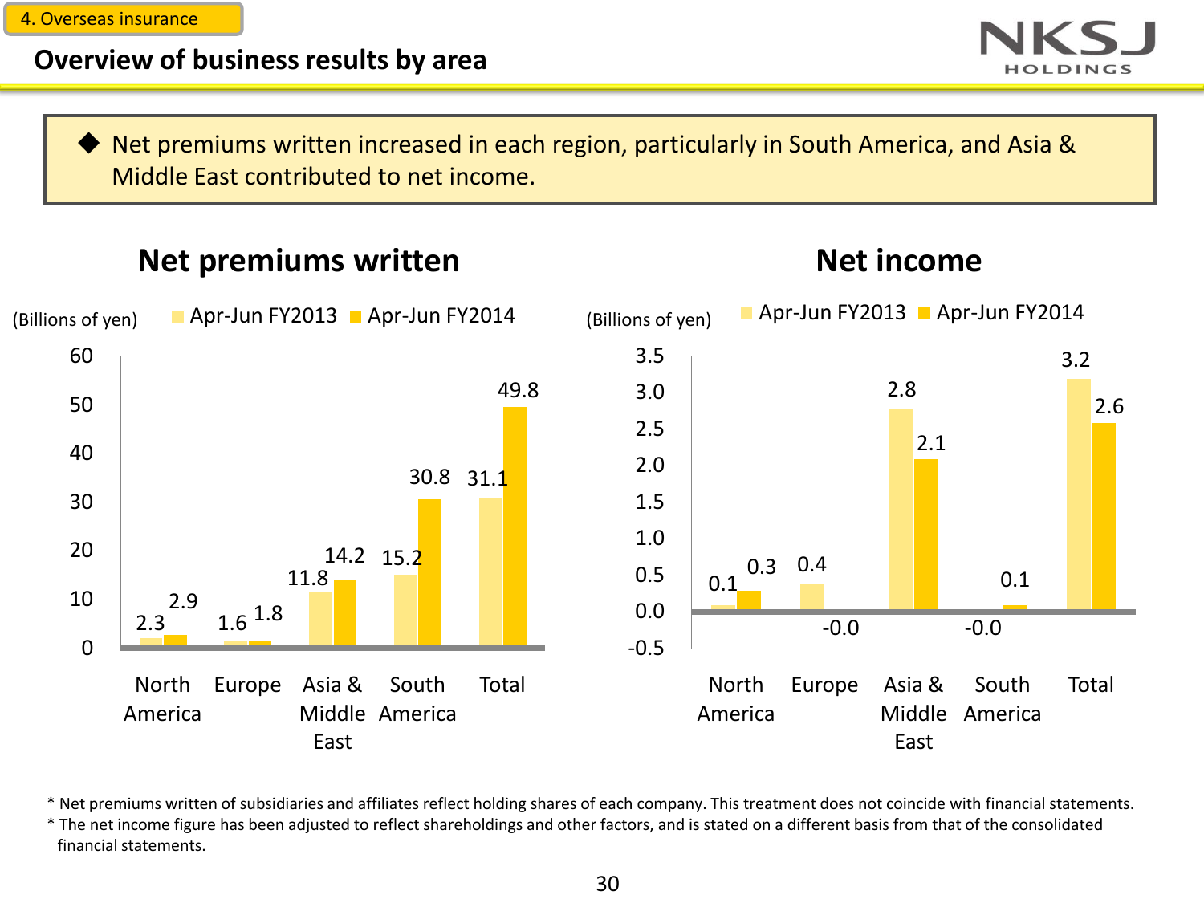4. Overseas insurance

## Overview of business results by area

◆ Net premiums written increased in each region, particularly in South America, and Asia & Middle East contributed to net income.

### Net premiums written

(Billions of yen)

| | North America | Europe | Asia & Middle East | South America | Total |
|---|---|---|---|---|---|
| Apr-Jun FY2013 | 2.3 | 1.6 | 11.8 | 15.2 | 31.1 |
| Apr-Jun FY2014 | 2.9 | 1.8 | 14.2 | 30.8 | 49.8 |

### Net income

(Billions of yen)

| | North America | Europe | Asia & Middle East | South America | Total |
|---|---|---|---|---|---|
| Apr-Jun FY2013 | 0.1 | 0.4 | 2.8 | -0.0 | 3.2 |
| Apr-Jun FY2014 | 0.3 | -0.0 | 2.1 | 0.1 | 2.6 |

* Net premiums written of subsidiaries and affiliates reflect holding shares of each company. This treatment does not coincide with financial statements.
* The net income figure has been adjusted to reflect shareholdings and other factors, and is stated on a different basis from that of the consolidated financial statements.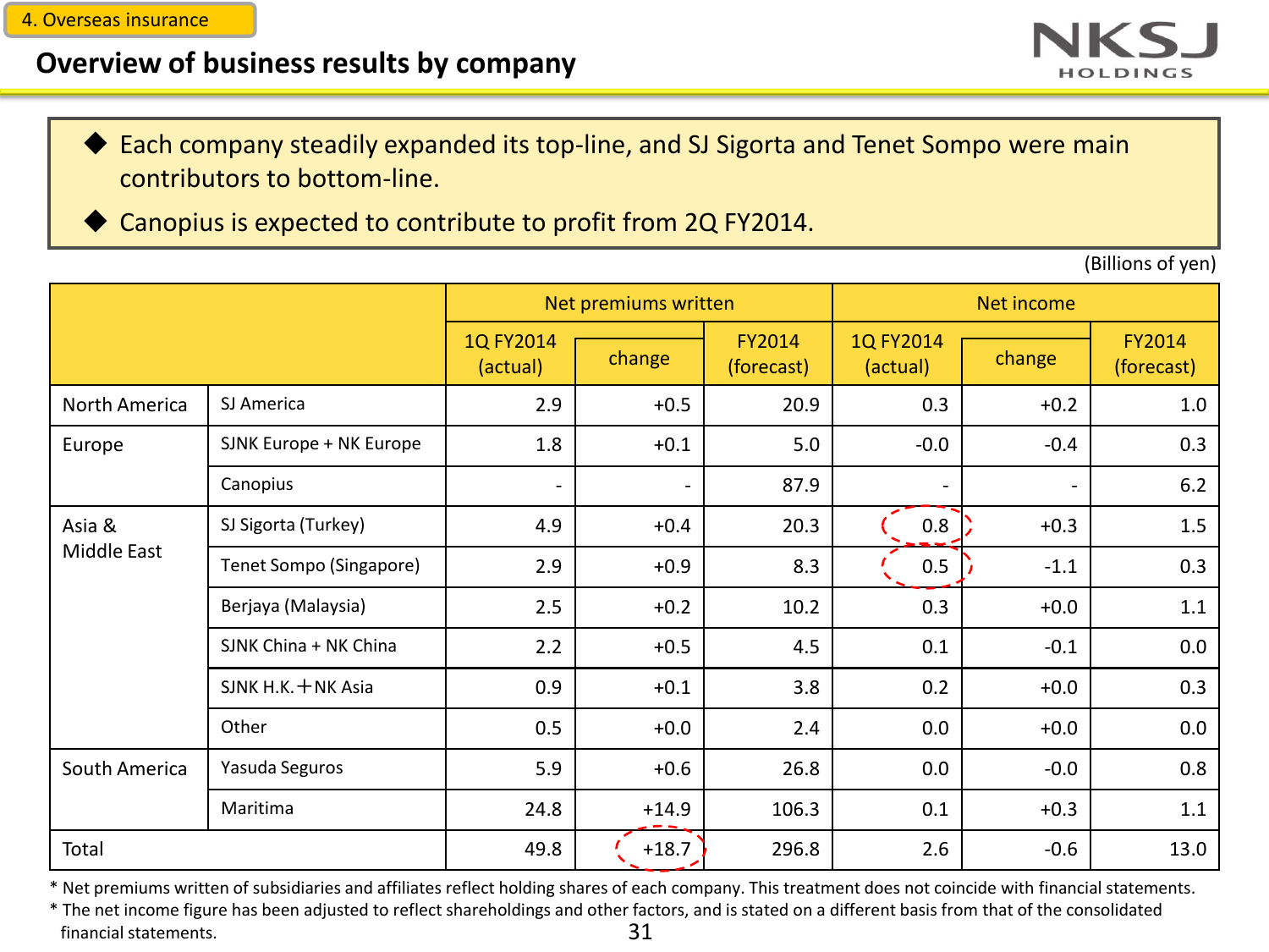4. Overseas insurance

## Overview of business results by company

- Each company steadily expanded its top-line, and SJ Sigorta and Tenet Sompo were main contributors to bottom-line.
- Canopius is expected to contribute to profit from 2Q FY2014.

(Billions of yen)

| | | Net premiums written | | | Net income | | |
|---|---|---|---|---|---|---|---|
| | | 1Q FY2014 (actual) | change | FY2014 (forecast) | 1Q FY2014 (actual) | change | FY2014 (forecast) |
| North America | SJ America | 2.9 | +0.5 | 20.9 | 0.3 | +0.2 | 1.0 |
| Europe | SJNK Europe + NK Europe | 1.8 | +0.1 | 5.0 | -0.0 | -0.4 | 0.3 |
| | Canopius | - | - | 87.9 | - | - | 6.2 |
| Asia & Middle East | SJ Sigorta (Turkey) | 4.9 | +0.4 | 20.3 | 0.8 | +0.3 | 1.5 |
| | Tenet Sompo (Singapore) | 2.9 | +0.9 | 8.3 | 0.5 | -1.1 | 0.3 |
| | Berjaya (Malaysia) | 2.5 | +0.2 | 10.2 | 0.3 | +0.0 | 1.1 |
| | SJNK China + NK China | 2.2 | +0.5 | 4.5 | 0.1 | -0.1 | 0.0 |
| | SJNK H.K.＋NK Asia | 0.9 | +0.1 | 3.8 | 0.2 | +0.0 | 0.3 |
| | Other | 0.5 | +0.0 | 2.4 | 0.0 | +0.0 | 0.0 |
| South America | Yasuda Seguros | 5.9 | +0.6 | 26.8 | 0.0 | -0.0 | 0.8 |
| | Maritima | 24.8 | +14.9 | 106.3 | 0.1 | +0.3 | 1.1 |
| Total | | 49.8 | +18.7 | 296.8 | 2.6 | -0.6 | 13.0 |

* Net premiums written of subsidiaries and affiliates reflect holding shares of each company. This treatment does not coincide with financial statements.
* The net income figure has been adjusted to reflect shareholdings and other factors, and is stated on a different basis from that of the consolidated financial statements.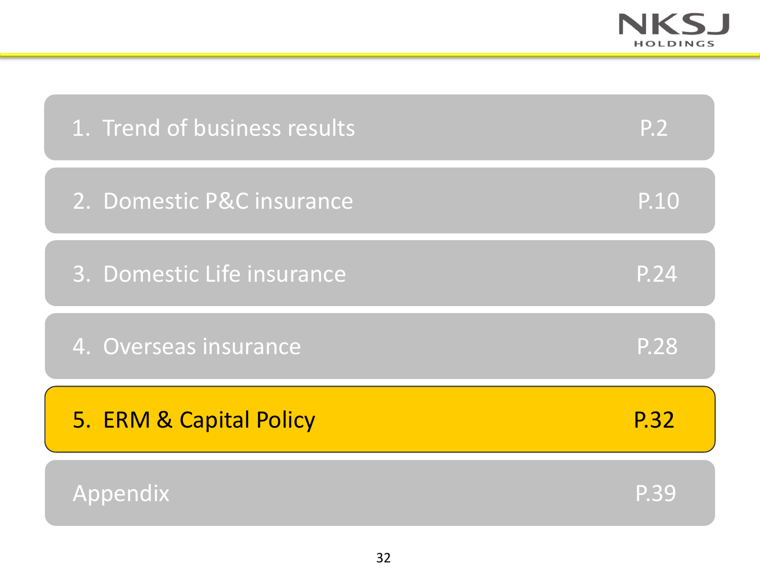1. Trend of business results P.2

2. Domestic P&C insurance P.10

3. Domestic Life insurance P.24

4. Overseas insurance P.28

**5. ERM & Capital Policy P.32**

Appendix P.39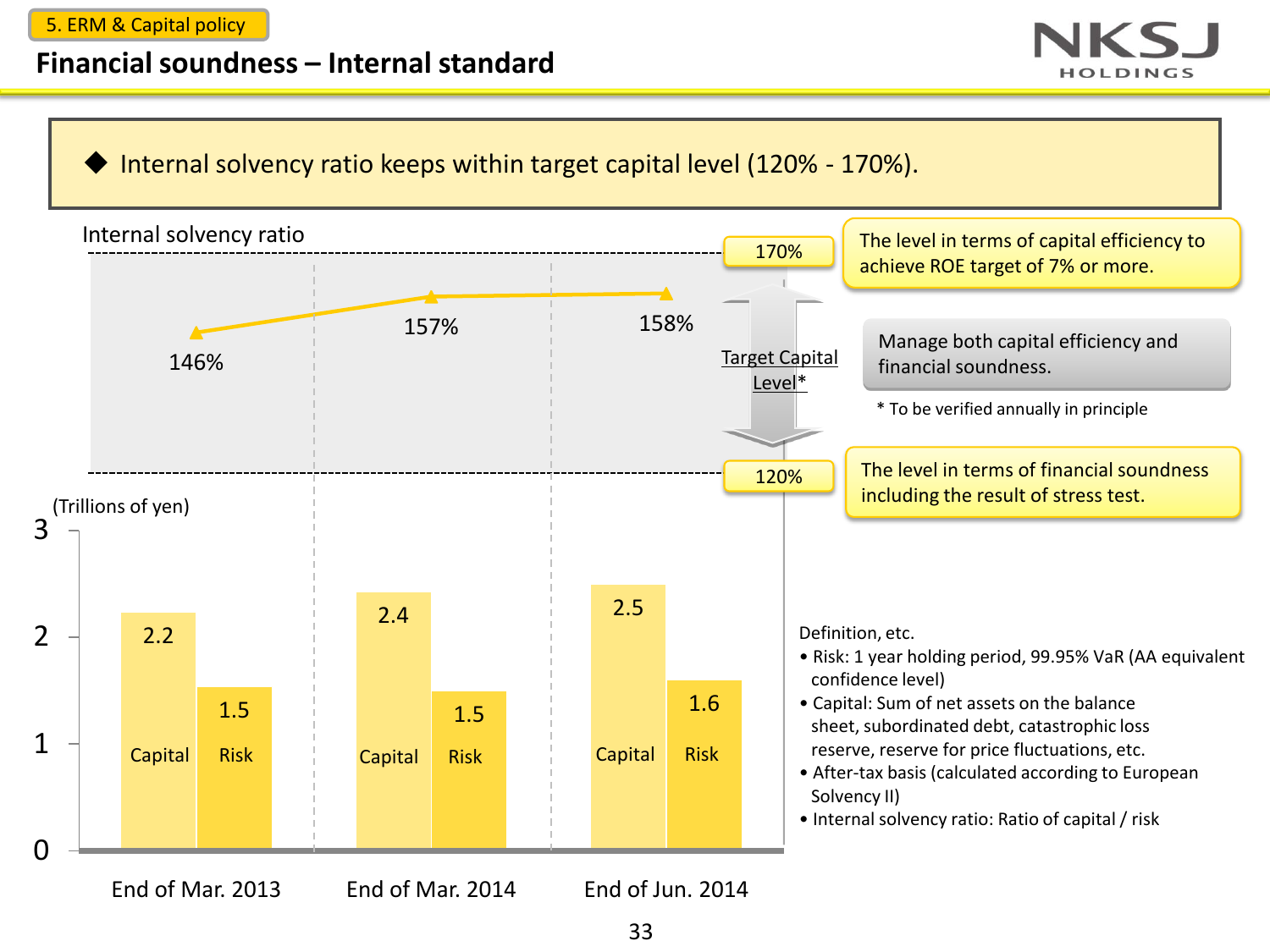5. ERM & Capital policy

# Financial soundness – Internal standard

◆ Internal solvency ratio keeps within target capital level (120% - 170%).

Internal solvency ratio

| | End of Mar. 2013 | End of Mar. 2014 | End of Jun. 2014 |
|---|---|---|---|
| Internal solvency ratio | 146% | 157% | 158% |
| Capital (Trillions of yen) | 2.2 | 2.4 | 2.5 |
| Risk (Trillions of yen) | 1.5 | 1.5 | 1.6 |

Target Capital Level*

- 170%: The level in terms of capital efficiency to achieve ROE target of 7% or more.
- Manage both capital efficiency and financial soundness.
- 120%: The level in terms of financial soundness including the result of stress test.

\* To be verified annually in principle

Definition, etc.

- Risk: 1 year holding period, 99.95% VaR (AA equivalent confidence level)
- Capital: Sum of net assets on the balance sheet, subordinated debt, catastrophic loss reserve, reserve for price fluctuations, etc.
- After-tax basis (calculated according to European Solvency II)
- Internal solvency ratio: Ratio of capital / risk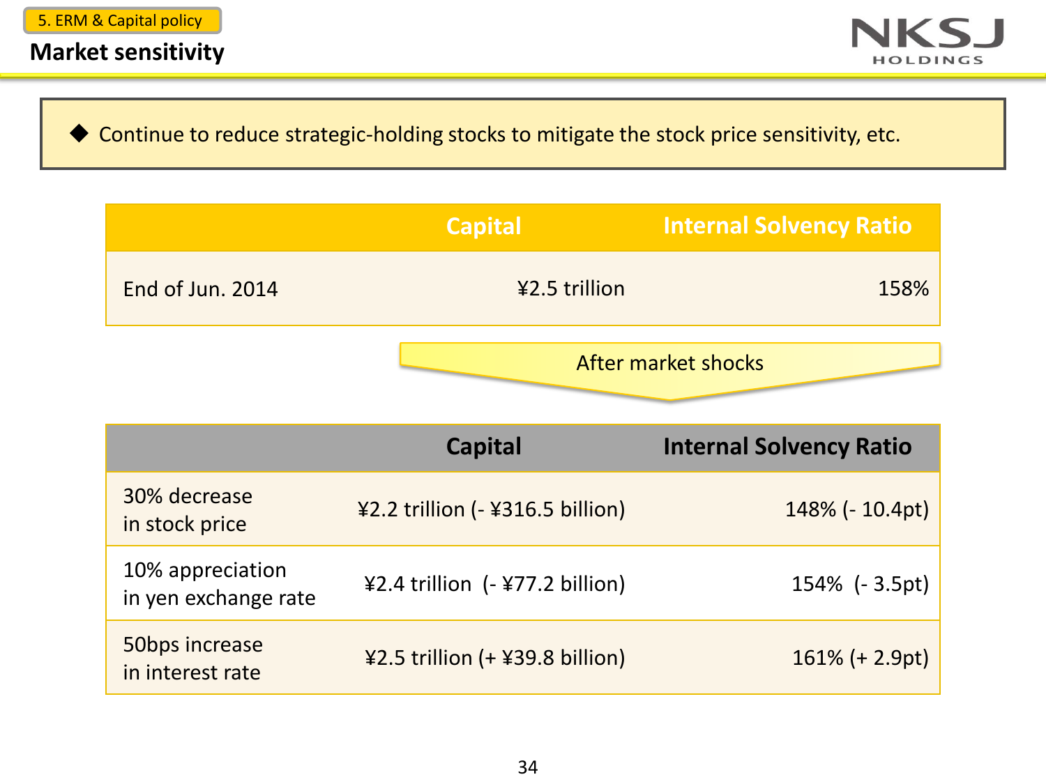5. ERM & Capital policy

# Market sensitivity

- Continue to reduce strategic-holding stocks to mitigate the stock price sensitivity, etc.

| | Capital | Internal Solvency Ratio |
|---|---|---|
| End of Jun. 2014 | ¥2.5 trillion | 158% |

After market shocks

| | Capital | Internal Solvency Ratio |
|---|---|---|
| 30% decrease in stock price | ¥2.2 trillion (- ¥316.5 billion) | 148% (- 10.4pt) |
| 10% appreciation in yen exchange rate | ¥2.4 trillion (- ¥77.2 billion) | 154% (- 3.5pt) |
| 50bps increase in interest rate | ¥2.5 trillion (+ ¥39.8 billion) | 161% (+ 2.9pt) |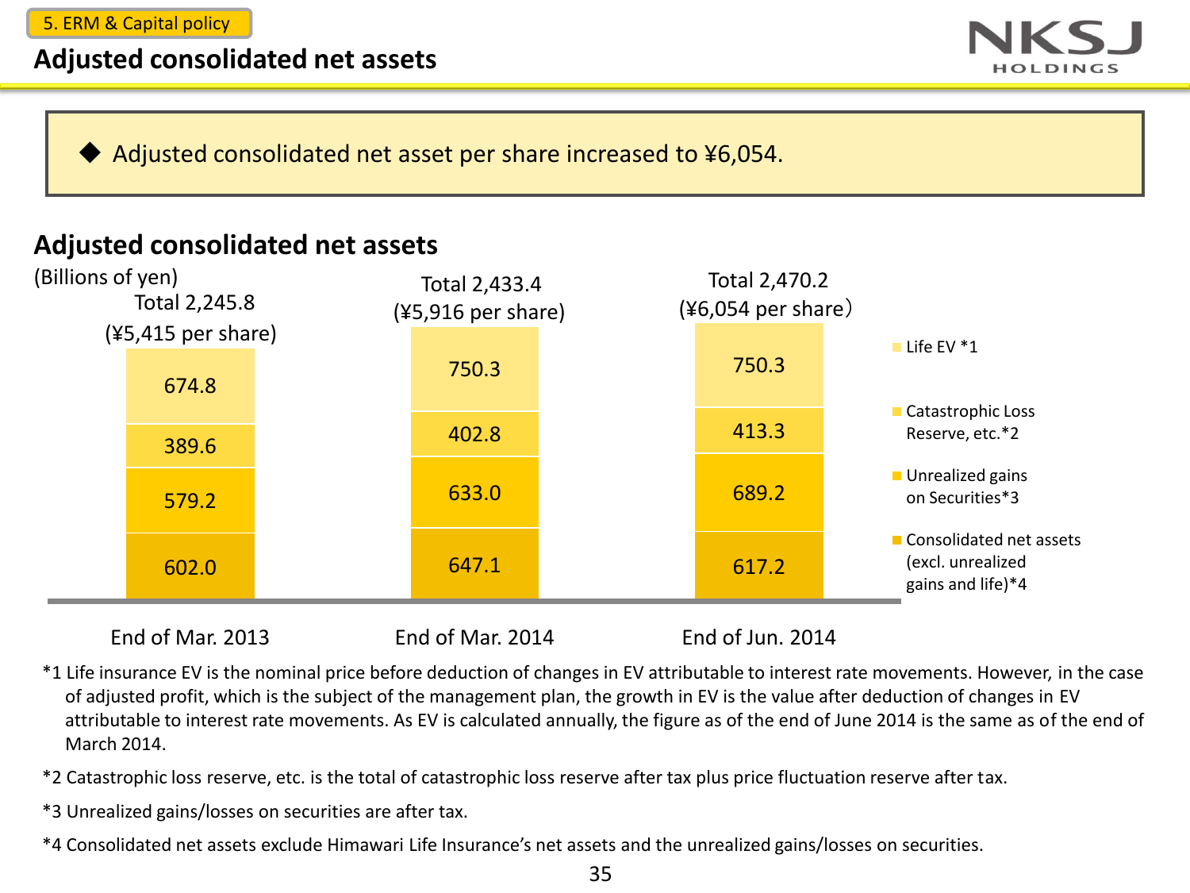5. ERM & Capital policy

# Adjusted consolidated net assets

◆ Adjusted consolidated net asset per share increased to ¥6,054.

## Adjusted consolidated net assets

(Billions of yen)

| | End of Mar. 2013 | End of Mar. 2014 | End of Jun. 2014 |
|---|---|---|---|
| Life EV *1 | 674.8 | 750.3 | 750.3 |
| Catastrophic Loss Reserve, etc.*2 | 389.6 | 402.8 | 413.3 |
| Unrealized gains on Securities*3 | 579.2 | 633.0 | 689.2 |
| Consolidated net assets (excl. unrealized gains and life)*4 | 602.0 | 647.1 | 617.2 |
| Total | 2,245.8 (¥5,415 per share) | 2,433.4 (¥5,916 per share) | 2,470.2 (¥6,054 per share) |

*1 Life insurance EV is the nominal price before deduction of changes in EV attributable to interest rate movements. However, in the case of adjusted profit, which is the subject of the management plan, the growth in EV is the value after deduction of changes in EV attributable to interest rate movements. As EV is calculated annually, the figure as of the end of June 2014 is the same as of the end of March 2014.

*2 Catastrophic loss reserve, etc. is the total of catastrophic loss reserve after tax plus price fluctuation reserve after tax.

*3 Unrealized gains/losses on securities are after tax.

*4 Consolidated net assets exclude Himawari Life Insurance's net assets and the unrealized gains/losses on securities.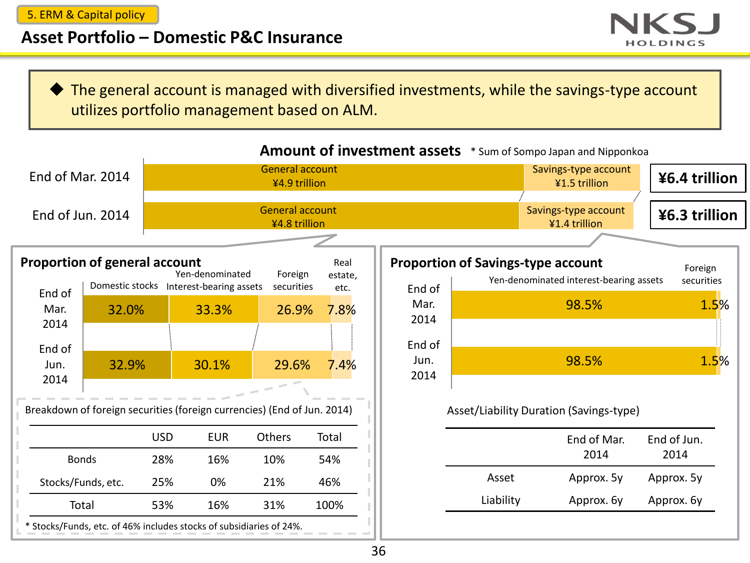5. ERM & Capital policy

# Asset Portfolio – Domestic P&C Insurance

◆ The general account is managed with diversified investments, while the savings-type account utilizes portfolio management based on ALM.

## Amount of investment assets

\* Sum of Sompo Japan and Nipponkoa

| | General account | Savings-type account | Total |
|---|---|---|---|
| End of Mar. 2014 | ¥4.9 trillion | ¥1.5 trillion | ¥6.4 trillion |
| End of Jun. 2014 | ¥4.8 trillion | ¥1.4 trillion | ¥6.3 trillion |

## Proportion of general account

| | Domestic stocks | Yen-denominated Interest-bearing assets | Foreign securities | Real estate, etc. |
|---|---|---|---|---|
| End of Mar. 2014 | 32.0% | 33.3% | 26.9% | 7.8% |
| End of Jun. 2014 | 32.9% | 30.1% | 29.6% | 7.4% |

Breakdown of foreign securities (foreign currencies) (End of Jun. 2014)

| | USD | EUR | Others | Total |
|---|---|---|---|---|
| Bonds | 28% | 16% | 10% | 54% |
| Stocks/Funds, etc. | 25% | 0% | 21% | 46% |
| Total | 53% | 16% | 31% | 100% |

\* Stocks/Funds, etc. of 46% includes stocks of subsidiaries of 24%.

## Proportion of Savings-type account

| | Yen-denominated interest-bearing assets | Foreign securities |
|---|---|---|
| End of Mar. 2014 | 98.5% | 1.5% |
| End of Jun. 2014 | 98.5% | 1.5% |

Asset/Liability Duration (Savings-type)

| | End of Mar. 2014 | End of Jun. 2014 |
|---|---|---|
| Asset | Approx. 5y | Approx. 5y |
| Liability | Approx. 6y | Approx. 6y |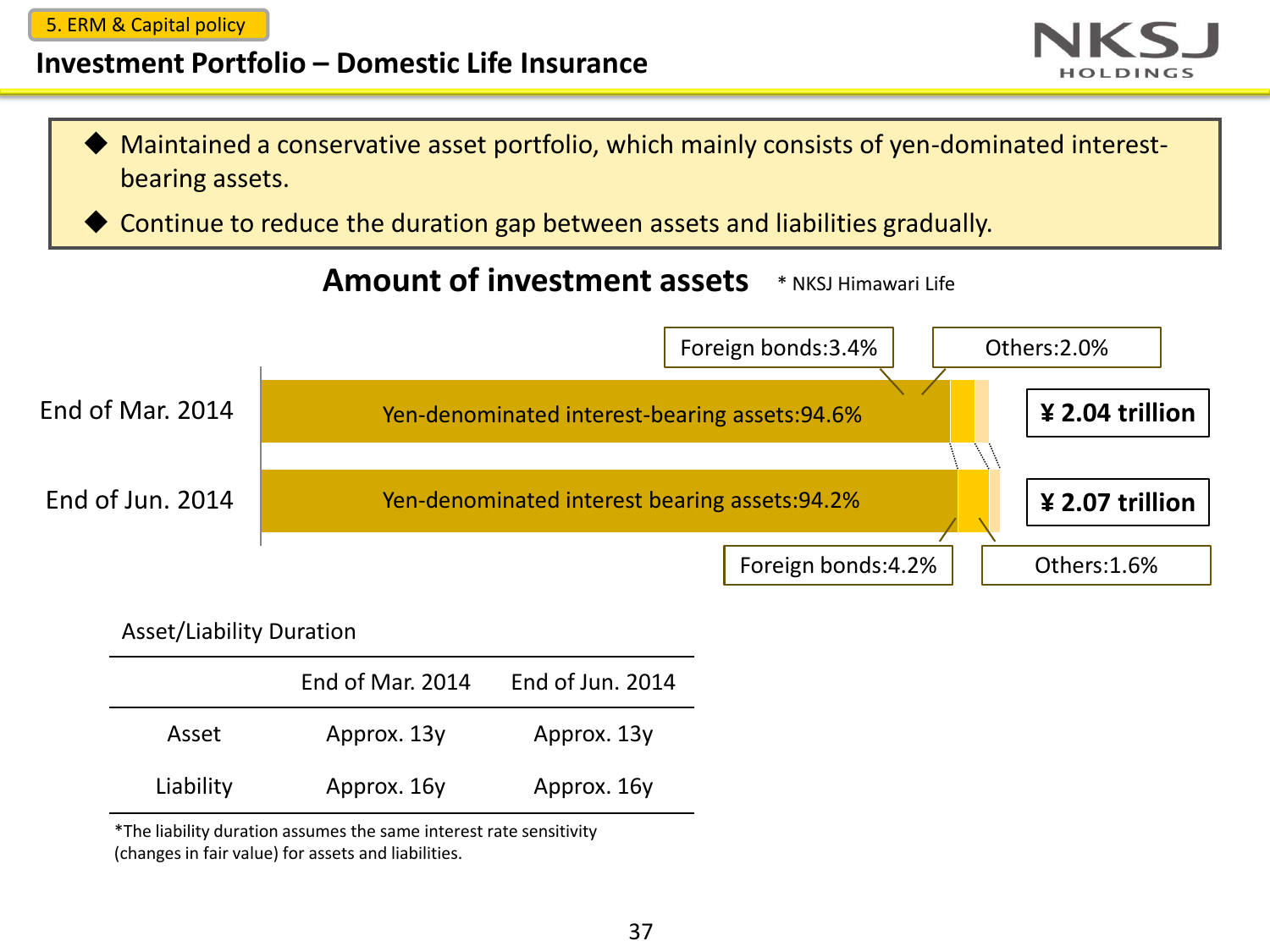5. ERM & Capital policy

## Investment Portfolio – Domestic Life Insurance

- Maintained a conservative asset portfolio, which mainly consists of yen-dominated interest-bearing assets.
- Continue to reduce the duration gap between assets and liabilities gradually.

### Amount of investment assets

\* NKSJ Himawari Life

| | Yen-denominated interest-bearing assets | Foreign bonds | Others | Total |
|---|---|---|---|---|
| End of Mar. 2014 | 94.6% | 3.4% | 2.0% | ¥ 2.04 trillion |
| End of Jun. 2014 | 94.2% | 4.2% | 1.6% | ¥ 2.07 trillion |

Asset/Liability Duration

| | End of Mar. 2014 | End of Jun. 2014 |
|---|---|---|
| Asset | Approx. 13y | Approx. 13y |
| Liability | Approx. 16y | Approx. 16y |

\*The liability duration assumes the same interest rate sensitivity (changes in fair value) for assets and liabilities.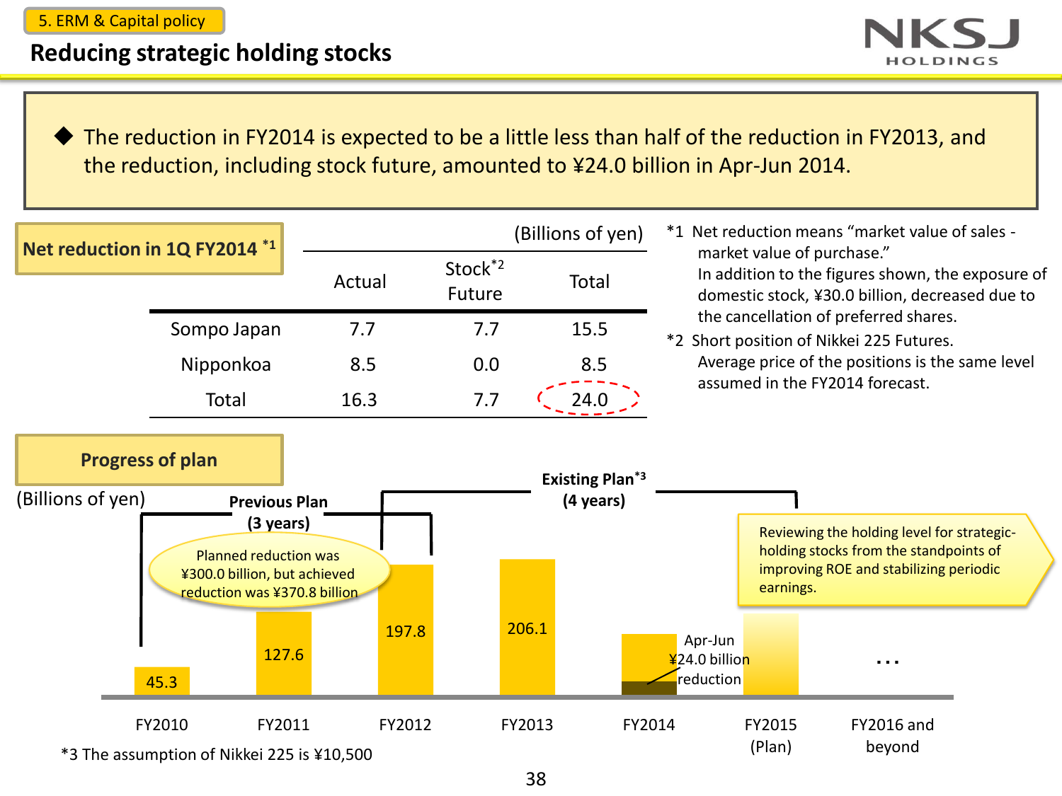5. ERM & Capital policy

# Reducing strategic holding stocks

◆ The reduction in FY2014 is expected to be a little less than half of the reduction in FY2013, and the reduction, including stock future, amounted to ¥24.0 billion in Apr-Jun 2014.

## Net reduction in 1Q FY2014 *1

(Billions of yen)

| | Actual | Stock*2 Future | Total |
|---|---|---|---|
| Sompo Japan | 7.7 | 7.7 | 15.5 |
| Nipponkoa | 8.5 | 0.0 | 8.5 |
| Total | 16.3 | 7.7 | 24.0 |

*1 Net reduction means "market value of sales - market value of purchase." In addition to the figures shown, the exposure of domestic stock, ¥30.0 billion, decreased due to the cancellation of preferred shares.

*2 Short position of Nikkei 225 Futures. Average price of the positions is the same level assumed in the FY2014 forecast.

## Progress of plan

(Billions of yen)

| | FY2010 | FY2011 | FY2012 | FY2013 | FY2014 | FY2015 (Plan) | FY2016 and beyond |
|---|---|---|---|---|---|---|---|
| Reduction | 45.3 | 127.6 | 197.8 | 206.1 | Apr-Jun ¥24.0 billion reduction | | … |

Previous Plan (3 years): FY2010–FY2012. Planned reduction was ¥300.0 billion, but achieved reduction was ¥370.8 billion

Existing Plan*3 (4 years): FY2012–FY2015

Reviewing the holding level for strategic-holding stocks from the standpoints of improving ROE and stabilizing periodic earnings.

*3 The assumption of Nikkei 225 is ¥10,500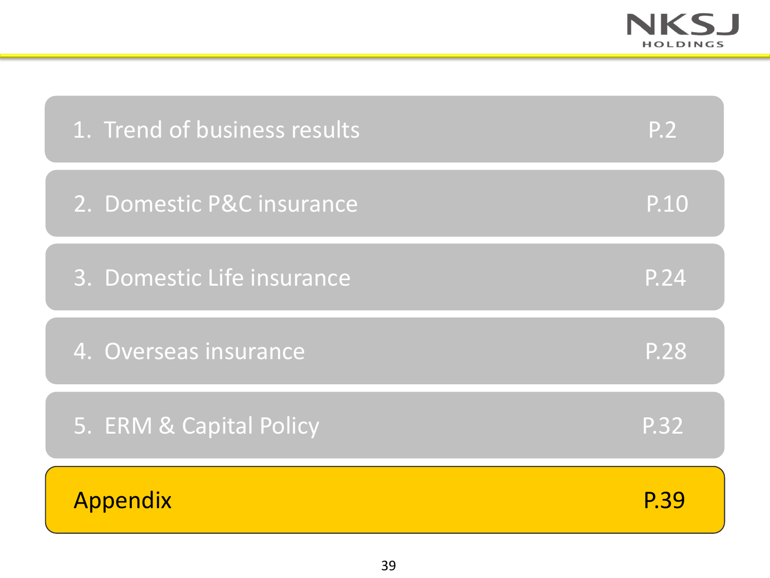1. Trend of business results P.2

2. Domestic P&C insurance P.10

3. Domestic Life insurance P.24

4. Overseas insurance P.28

5. ERM & Capital Policy P.32

**Appendix P.39**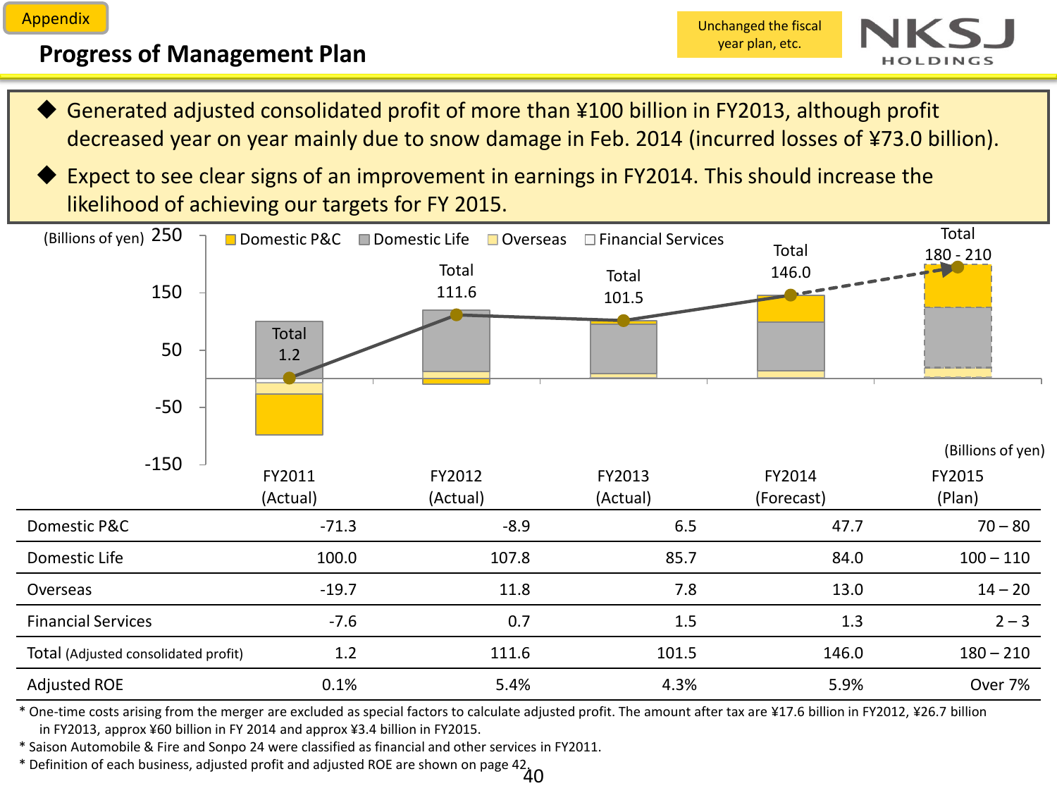Appendix

# Progress of Management Plan

Unchanged the fiscal year plan, etc.

- Generated adjusted consolidated profit of more than ¥100 billion in FY2013, although profit decreased year on year mainly due to snow damage in Feb. 2014 (incurred losses of ¥73.0 billion).
- Expect to see clear signs of an improvement in earnings in FY2014. This should increase the likelihood of achieving our targets for FY 2015.

(Billions of yen)

| | FY2011 (Actual) | FY2012 (Actual) | FY2013 (Actual) | FY2014 (Forecast) | FY2015 (Plan) |
|---|---|---|---|---|---|
| Domestic P&C | -71.3 | -8.9 | 6.5 | 47.7 | 70 – 80 |
| Domestic Life | 100.0 | 107.8 | 85.7 | 84.0 | 100 – 110 |
| Overseas | -19.7 | 11.8 | 7.8 | 13.0 | 14 – 20 |
| Financial Services | -7.6 | 0.7 | 1.5 | 1.3 | 2 – 3 |
| Total (Adjusted consolidated profit) | 1.2 | 111.6 | 101.5 | 146.0 | 180 – 210 |
| Adjusted ROE | 0.1% | 5.4% | 4.3% | 5.9% | Over 7% |

* One-time costs arising from the merger are excluded as special factors to calculate adjusted profit. The amount after tax are ¥17.6 billion in FY2012, ¥26.7 billion in FY2013, approx ¥60 billion in FY 2014 and approx ¥3.4 billion in FY2015.
* Saison Automobile & Fire and Sonpo 24 were classified as financial and other services in FY2011.
* Definition of each business, adjusted profit and adjusted ROE are shown on page 42.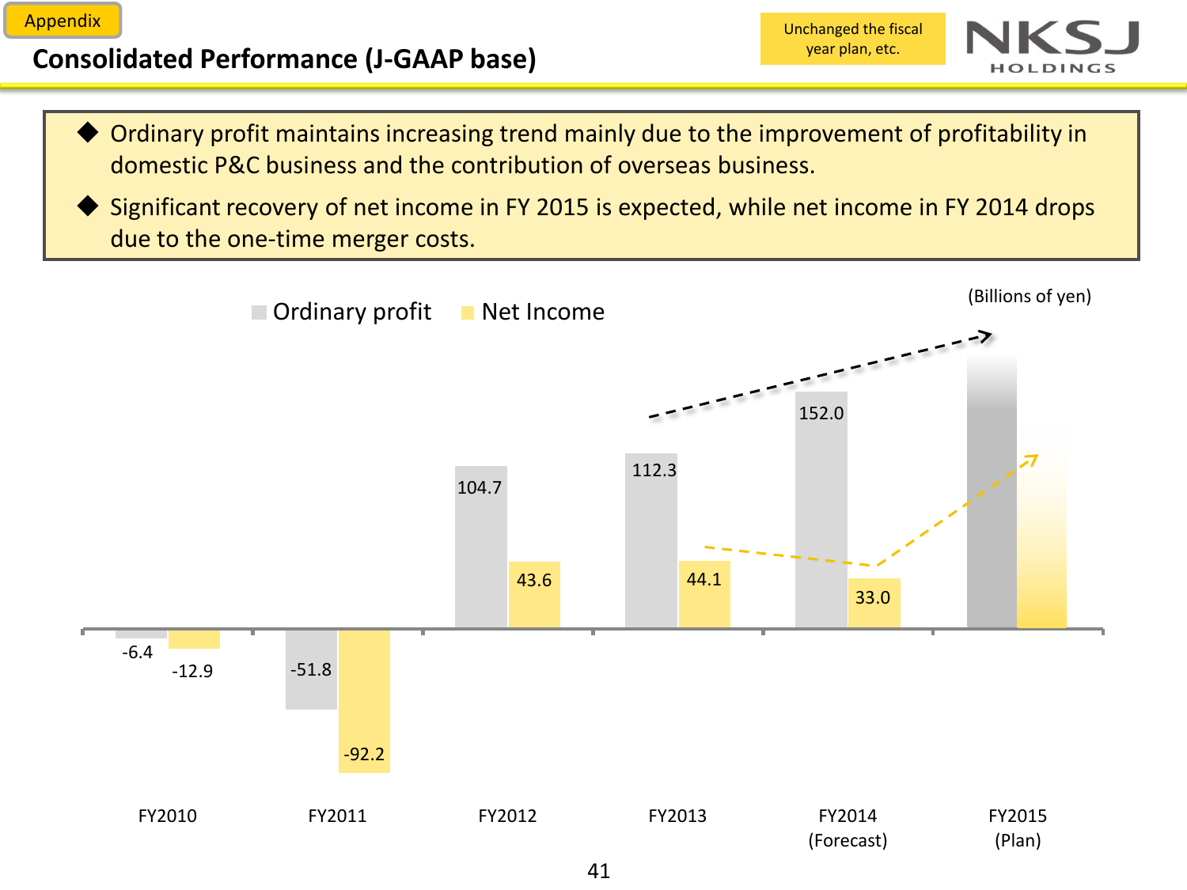Appendix

# Consolidated Performance (J-GAAP base)

Unchanged the fiscal year plan, etc.

- Ordinary profit maintains increasing trend mainly due to the improvement of profitability in domestic P&C business and the contribution of overseas business.
- Significant recovery of net income in FY 2015 is expected, while net income in FY 2014 drops due to the one-time merger costs.

(Billions of yen)

| | FY2010 | FY2011 | FY2012 | FY2013 | FY2014 (Forecast) | FY2015 (Plan) |
|---|---|---|---|---|---|---|
| Ordinary profit | -6.4 | -51.8 | 104.7 | 112.3 | 152.0 | |
| Net Income | -12.9 | -92.2 | 43.6 | 44.1 | 33.0 | |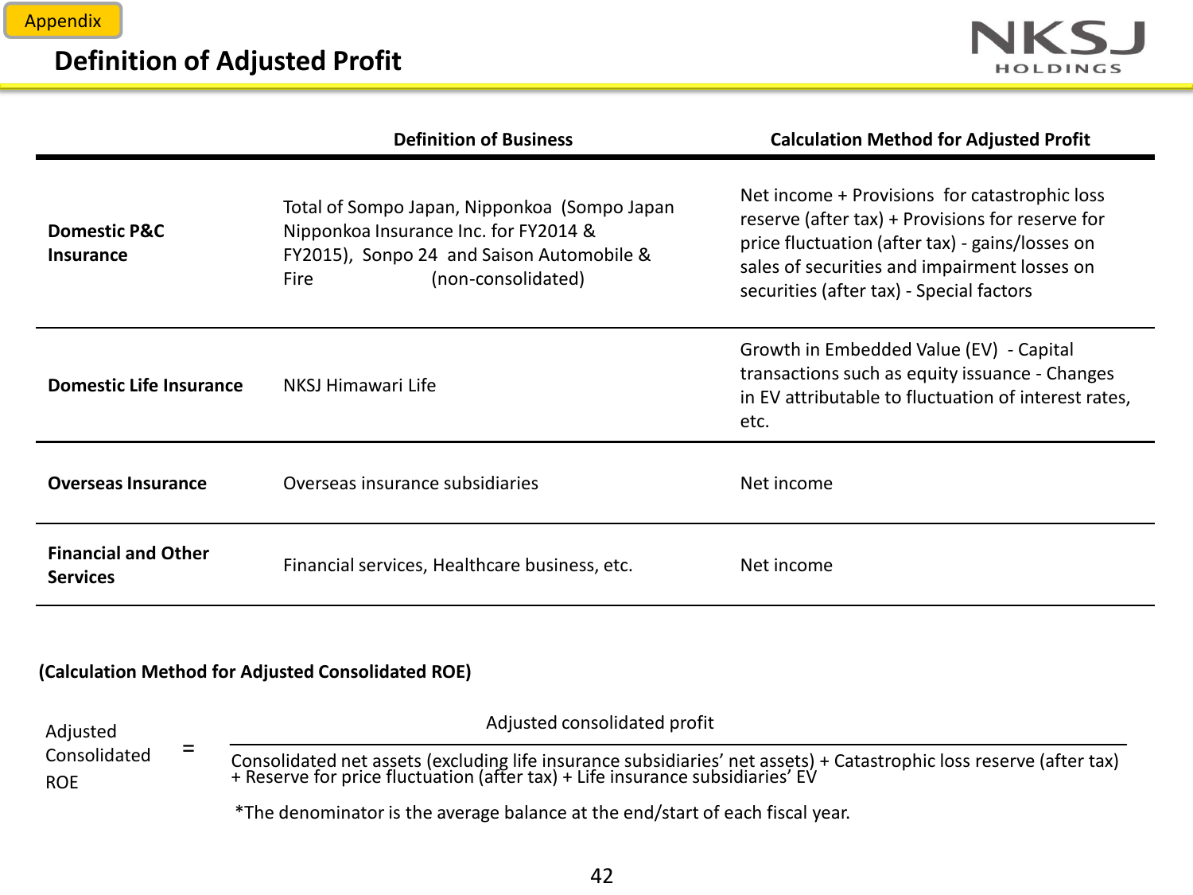Appendix

# Definition of Adjusted Profit

| | Definition of Business | Calculation Method for Adjusted Profit |
|---|---|---|
| **Domestic P&C Insurance** | Total of Sompo Japan, Nipponkoa (Sompo Japan Nipponkoa Insurance Inc. for FY2014 & FY2015), Sonpo 24 and Saison Automobile & Fire (non-consolidated) | Net income + Provisions for catastrophic loss reserve (after tax) + Provisions for reserve for price fluctuation (after tax) - gains/losses on sales of securities and impairment losses on securities (after tax) - Special factors |
| **Domestic Life Insurance** | NKSJ Himawari Life | Growth in Embedded Value (EV) - Capital transactions such as equity issuance - Changes in EV attributable to fluctuation of interest rates, etc. |
| **Overseas Insurance** | Overseas insurance subsidiaries | Net income |
| **Financial and Other Services** | Financial services, Healthcare business, etc. | Net income |

**(Calculation Method for Adjusted Consolidated ROE)**

$$\text{Adjusted Consolidated ROE} = \frac{\text{Adjusted consolidated profit}}{\text{Consolidated net assets (excluding life insurance subsidiaries' net assets) + Catastrophic loss reserve (after tax) + Reserve for price fluctuation (after tax) + Life insurance subsidiaries' EV}}$$

*The denominator is the average balance at the end/start of each fiscal year.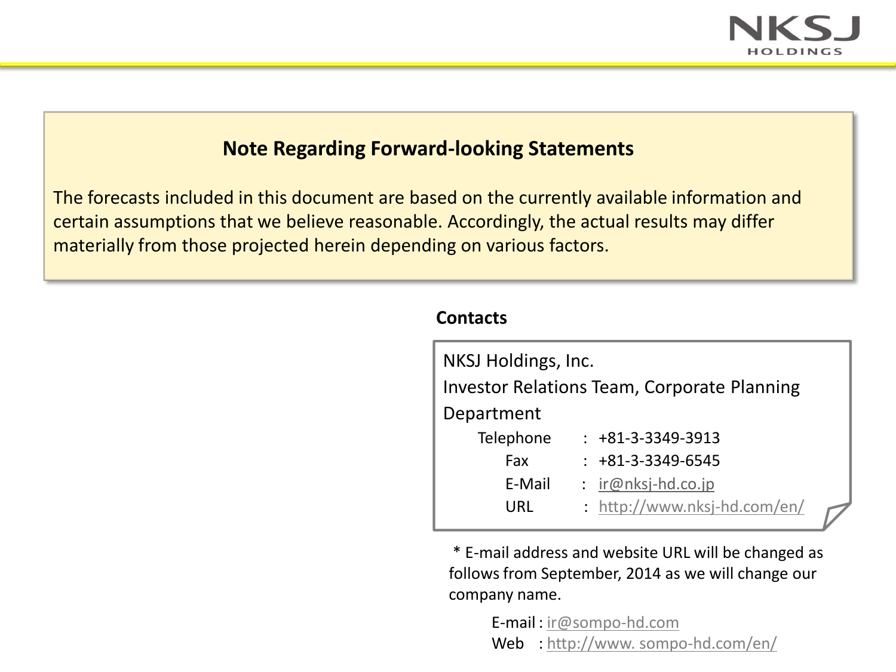## Note Regarding Forward-looking Statements

The forecasts included in this document are based on the currently available information and certain assumptions that we believe reasonable. Accordingly, the actual results may differ materially from those projected herein depending on various factors.

**Contacts**

NKSJ Holdings, Inc.
Investor Relations Team, Corporate Planning Department

| | | |
|---|---|---|
| Telephone | : | +81-3-3349-3913 |
| Fax | : | +81-3-3349-6545 |
| E-Mail | : | ir@nksj-hd.co.jp |
| URL | : | http://www.nksj-hd.com/en/ |

* E-mail address and website URL will be changed as follows from September, 2014 as we will change our company name.

E-mail : ir@sompo-hd.com
Web : http://www. sompo-hd.com/en/